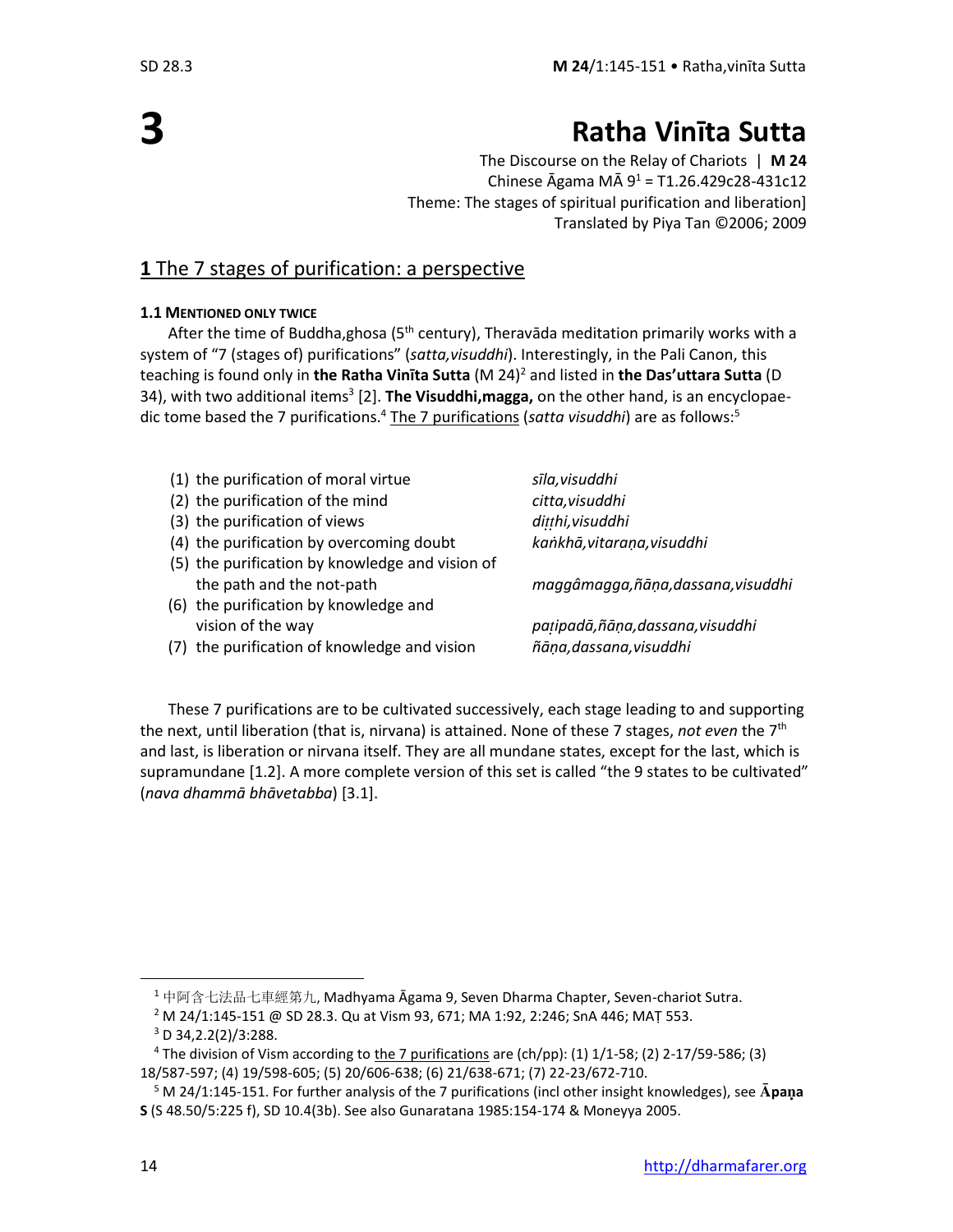# 3

# Ratha Vinīta Sutta

The Discourse on the Relay of Chariots | **M 24**
Chinese Āgama MĀ 9[1] = T1.26.429c28-431c12
Theme: The stages of spiritual purification and liberation]
Translated by Piya Tan ©2006; 2009

## 1 The 7 stages of purification: a perspective

### 1.1 MENTIONED ONLY TWICE

After the time of Buddha,ghosa (5th century), Theravāda meditation primarily works with a system of "7 (stages of) purifications" (*satta,visuddhi*). Interestingly, in the Pali Canon, this teaching is found only in **the Ratha Vinīta Sutta** (M 24)[2] and listed in **the Das'uttara Sutta** (D 34), with two additional items[3] [2]. **The Visuddhi,magga,** on the other hand, is an encyclopaedic tome based the 7 purifications.[4] The 7 purifications (*satta visuddhi*) are as follows:[5]

| | |
|---|---|
| (1) the purification of moral virtue | *sīla,visuddhi* |
| (2) the purification of the mind | *citta,visuddhi* |
| (3) the purification of views | *diṭṭhi,visuddhi* |
| (4) the purification by overcoming doubt | *kaṅkhā,vitaraṇa,visuddhi* |
| (5) the purification by knowledge and vision of the path and the not-path | *maggâmagga,ñāṇa,dassana,visuddhi* |
| (6) the purification by knowledge and vision of the way | *paṭipadā,ñāṇa,dassana,visuddhi* |
| (7) the purification of knowledge and vision | *ñāṇa,dassana,visuddhi* |

These 7 purifications are to be cultivated successively, each stage leading to and supporting the next, until liberation (that is, nirvana) is attained. None of these 7 stages, *not even* the 7th and last, is liberation or nirvana itself. They are all mundane states, except for the last, which is supramundane [1.2]. A more complete version of this set is called "the 9 states to be cultivated" (*nava dhammā bhāvetabba*) [3.1].

---

[1] 中阿含七法品七車經第九, Madhyama Āgama 9, Seven Dharma Chapter, Seven-chariot Sutra.

[2] M 24/1:145-151 @ SD 28.3. Qu at Vism 93, 671; MA 1:92, 2:246; SnA 446; MAṬ 553.

[3] D 34,2.2(2)/3:288.

[4] The division of Vism according to the 7 purifications are (ch/pp): (1) 1/1-58; (2) 2-17/59-586; (3) 18/587-597; (4) 19/598-605; (5) 20/606-638; (6) 21/638-671; (7) 22-23/672-710.

[5] M 24/1:145-151. For further analysis of the 7 purifications (incl other insight knowledges), see **Āpaṇa S** (S 48.50/5:225 f), SD 10.4(3b). See also Gunaratana 1985:154-174 & Moneyya 2005.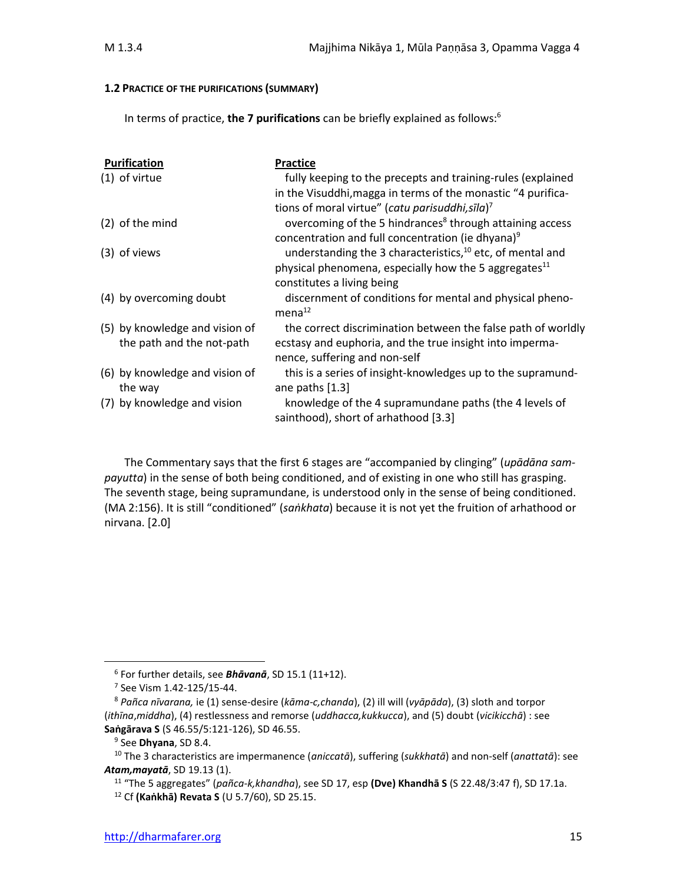#### 1.2 PRACTICE OF THE PURIFICATIONS (SUMMARY)

In terms of practice, **the 7 purifications** can be briefly explained as follows:[6]

| Purification | Practice |
|---|---|
| (1) of virtue | fully keeping to the precepts and training-rules (explained in the Visuddhi,magga in terms of the monastic "4 purifications of moral virtue" (*catu parisuddhi,sīla*)[7] |
| (2) of the mind | overcoming of the 5 hindrances[8] through attaining access concentration and full concentration (ie dhyana)[9] |
| (3) of views | understanding the 3 characteristics,[10] etc, of mental and physical phenomena, especially how the 5 aggregates[11] constitutes a living being |
| (4) by overcoming doubt | discernment of conditions for mental and physical phenomena[12] |
| (5) by knowledge and vision of the path and the not-path | the correct discrimination between the false path of worldly ecstasy and euphoria, and the true insight into impermanence, suffering and non-self |
| (6) by knowledge and vision of the way | this is a series of insight-knowledges up to the supramundane paths [1.3] |
| (7) by knowledge and vision | knowledge of the 4 supramundane paths (the 4 levels of sainthood), short of arhathood [3.3] |

The Commentary says that the first 6 stages are "accompanied by clinging" (*upādāna sampayutta*) in the sense of both being conditioned, and of existing in one who still has grasping. The seventh stage, being supramundane, is understood only in the sense of being conditioned. (MA 2:156). It is still "conditioned" (*saṅkhata*) because it is not yet the fruition of arhathood or nirvana. [2.0]

---

[6] For further details, see ***Bhāvanā***, SD 15.1 (11+12).

[7] See Vism 1.42-125/15-44.

[8] *Pañca nīvarana,* ie (1) sense-desire (*kāma-c,chanda*), (2) ill will (*vyāpāda*), (3) sloth and torpor (*ithīna*,*middha*), (4) restlessness and remorse (*uddhacca,kukkucca*), and (5) doubt (*vicikicchā*) : see **Saṅgārava S** (S 46.55/5:121-126), SD 46.55.

[9] See **Dhyana**, SD 8.4.

[10] The 3 characteristics are impermanence (*aniccatā*), suffering (*sukkhatā*) and non-self (*anattatā*): see ***Atam,mayatā***, SD 19.13 (1).

[11] "The 5 aggregates" (*pañca-k,khandha*), see SD 17, esp **(Dve) Khandhā S** (S 22.48/3:47 f), SD 17.1a.

[12] Cf **(Kaṅkhā) Revata S** (U 5.7/60), SD 25.15.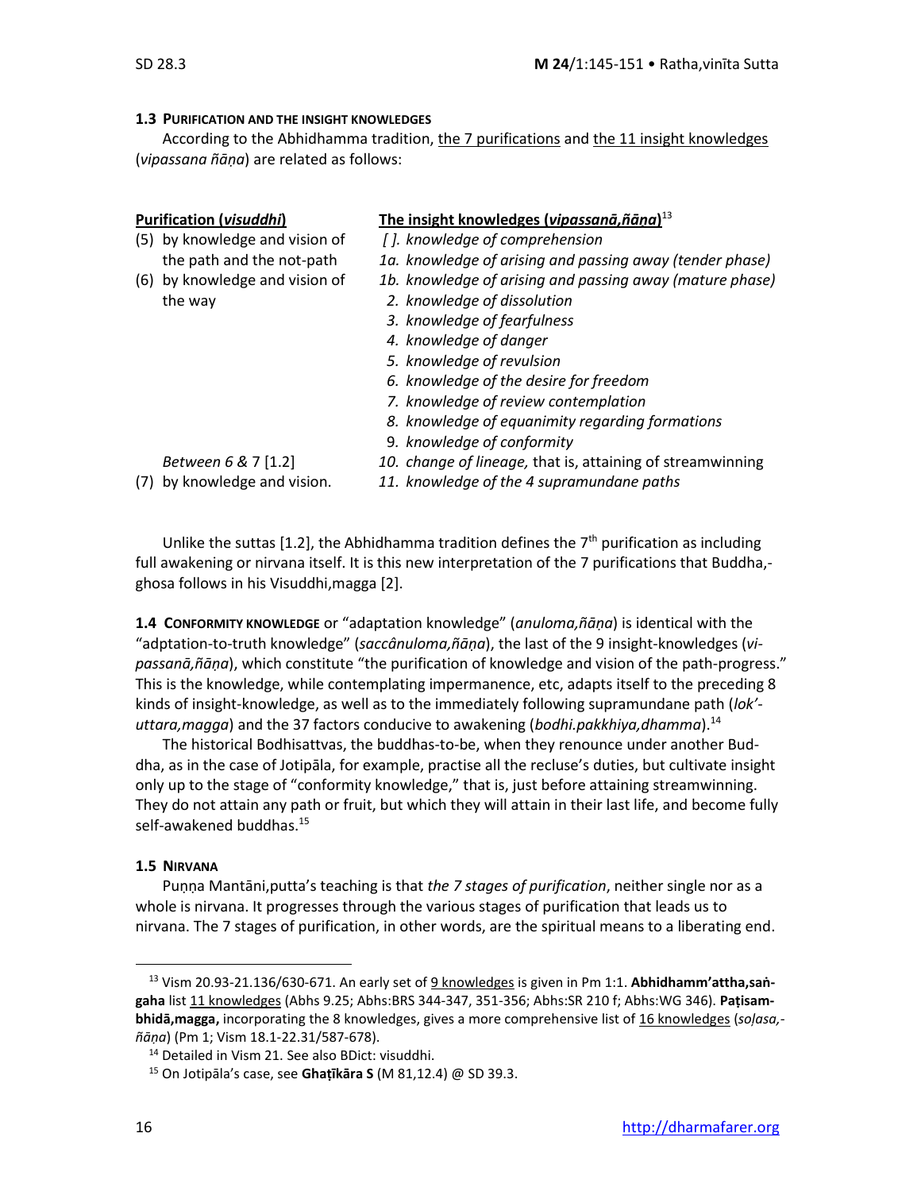#### 1.3 PURIFICATION AND THE INSIGHT KNOWLEDGES

According to the Abhidhamma tradition, the 7 purifications and the 11 insight knowledges (*vipassana ñāṇa*) are related as follows:

| Purification (*visuddhi*) | The insight knowledges (*vipassanā,ñāṇa*)[13] |
|---|---|
| (5) by knowledge and vision of the path and the not-path | *[ ]. knowledge of comprehension* |
| | *1a. knowledge of arising and passing away (tender phase)* |
| (6) by knowledge and vision of the way | *1b. knowledge of arising and passing away (mature phase)* |
| | *2. knowledge of dissolution* |
| | *3. knowledge of fearfulness* |
| | *4. knowledge of danger* |
| | *5. knowledge of revulsion* |
| | *6. knowledge of the desire for freedom* |
| | *7. knowledge of review contemplation* |
| | *8. knowledge of equanimity regarding formations* |
| | 9. *knowledge of conformity* |
| *Between 6 & 7* [1.2] | *10. change of lineage,* that is, attaining of streamwinning |
| (7) by knowledge and vision. | *11. knowledge of the 4 supramundane paths* |

Unlike the suttas [1.2], the Abhidhamma tradition defines the 7th purification as including full awakening or nirvana itself. It is this new interpretation of the 7 purifications that Buddha,ghosa follows in his Visuddhi,magga [2].

**1.4 CONFORMITY KNOWLEDGE** or "adaptation knowledge" (*anuloma,ñāṇa*) is identical with the "adptation-to-truth knowledge" (*saccânuloma,ñāṇa*), the last of the 9 insight-knowledges (*vipassanā,ñāṇa*), which constitute "the purification of knowledge and vision of the path-progress." This is the knowledge, while contemplating impermanence, etc, adapts itself to the preceding 8 kinds of insight-knowledge, as well as to the immediately following supramundane path (*lok'uttara,magga*) and the 37 factors conducive to awakening (*bodhi.pakkhiya,dhamma*).[14]

The historical Bodhisattvas, the buddhas-to-be, when they renounce under another Buddha, as in the case of Jotipāla, for example, practise all the recluse's duties, but cultivate insight only up to the stage of "conformity knowledge," that is, just before attaining streamwinning. They do not attain any path or fruit, but which they will attain in their last life, and become fully self-awakened buddhas.[15]

#### 1.5 NIRVANA

Puṇṇa Mantāni,putta's teaching is that *the 7 stages of purification*, neither single nor as a whole is nirvana. It progresses through the various stages of purification that leads us to nirvana. The 7 stages of purification, in other words, are the spiritual means to a liberating end.

---

[13] Vism 20.93-21.136/630-671. An early set of 9 knowledges is given in Pm 1:1. **Abhidhamm'attha,saṅgaha** list 11 knowledges (Abhs 9.25; Abhs:BRS 344-347, 351-356; Abhs:SR 210 f; Abhs:WG 346). **Paṭisambhidā,magga,** incorporating the 8 knowledges, gives a more comprehensive list of 16 knowledges (*soḷasa,ñāṇa*) (Pm 1; Vism 18.1-22.31/587-678).

[14] Detailed in Vism 21. See also BDict: visuddhi.

[15] On Jotipāla's case, see **Ghaṭīkāra S** (M 81,12.4) @ SD 39.3.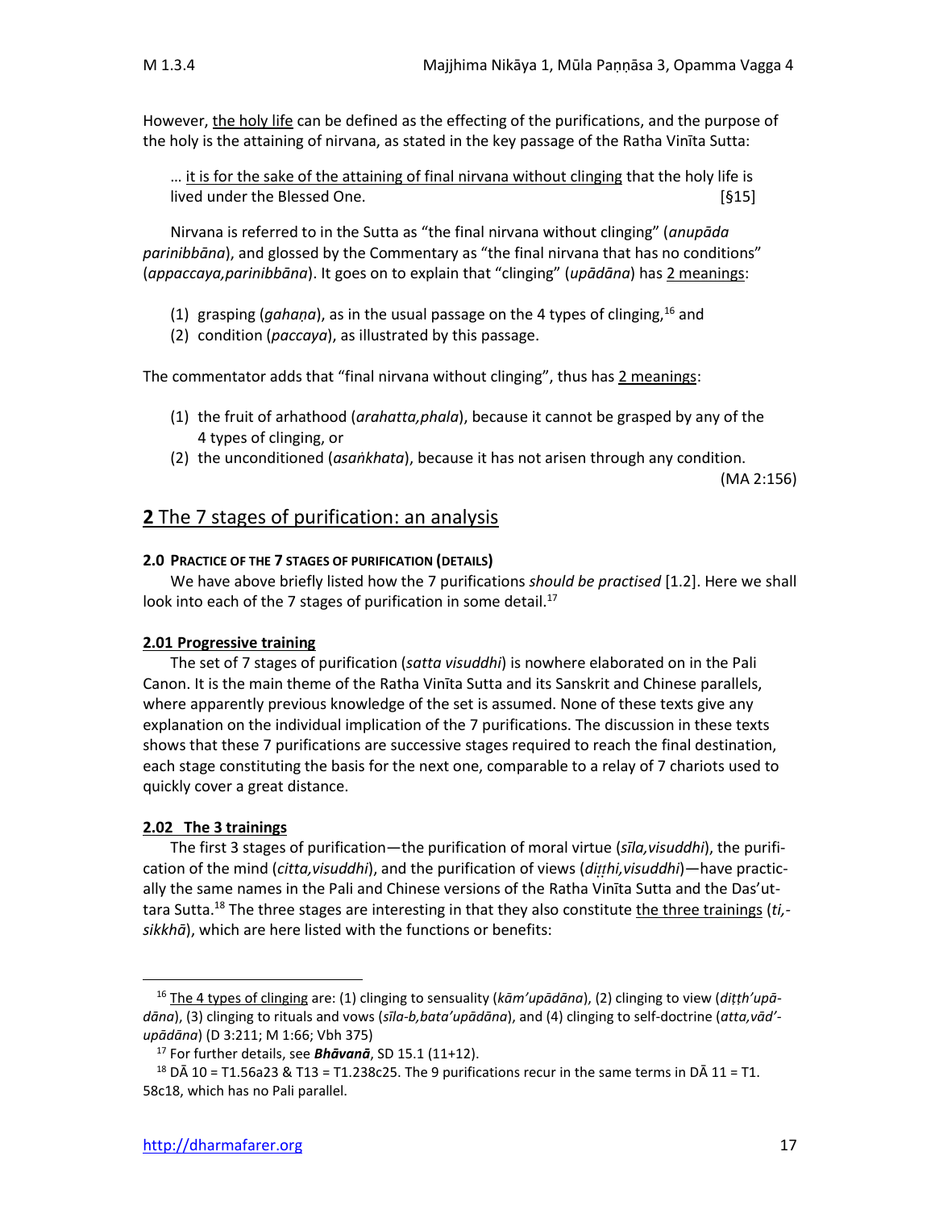However, <u>the holy life</u> can be defined as the effecting of the purifications, and the purpose of the holy is the attaining of nirvana, as stated in the key passage of the Ratha Vinīta Sutta:

> … <u>it is for the sake of the attaining of final nirvana without clinging</u> that the holy life is lived under the Blessed One. [§15]

Nirvana is referred to in the Sutta as "the final nirvana without clinging" (*anupāda parinibbāna*), and glossed by the Commentary as "the final nirvana that has no conditions" (*appaccaya,parinibbāna*). It goes on to explain that "clinging" (*upādāna*) has <u>2 meanings</u>:

(1) grasping (*gahaṇa*), as in the usual passage on the 4 types of clinging,[16] and
(2) condition (*paccaya*), as illustrated by this passage.

The commentator adds that "final nirvana without clinging", thus has <u>2 meanings</u>:

(1) the fruit of arhathood (*arahatta,phala*), because it cannot be grasped by any of the 4 types of clinging, or
(2) the unconditioned (*asaṅkhata*), because it has not arisen through any condition.

(MA 2:156)

## **2** The 7 stages of purification: an analysis

#### **2.0 PRACTICE OF THE 7 STAGES OF PURIFICATION (DETAILS)**

We have above briefly listed how the 7 purifications *should be practised* [1.2]. Here we shall look into each of the 7 stages of purification in some detail.[17]

#### **2.01 Progressive training**

The set of 7 stages of purification (*satta visuddhi*) is nowhere elaborated on in the Pali Canon. It is the main theme of the Ratha Vinīta Sutta and its Sanskrit and Chinese parallels, where apparently previous knowledge of the set is assumed. None of these texts give any explanation on the individual implication of the 7 purifications. The discussion in these texts shows that these 7 purifications are successive stages required to reach the final destination, each stage constituting the basis for the next one, comparable to a relay of 7 chariots used to quickly cover a great distance.

#### **2.02 The 3 trainings**

The first 3 stages of purification—the purification of moral virtue (*sīla,visuddhi*), the purification of the mind (*citta,visuddhi*), and the purification of views (*diṭṭhi,visuddhi*)—have practically the same names in the Pali and Chinese versions of the Ratha Vinīta Sutta and the Das'uttara Sutta.[18] The three stages are interesting in that they also constitute <u>the three trainings</u> (*ti,sikkhā*), which are here listed with the functions or benefits:

---

[16] <u>The 4 types of clinging</u> are: (1) clinging to sensuality (*kām'upādāna*), (2) clinging to view (*diṭṭh'upādāna*), (3) clinging to rituals and vows (*sīla-b,bata'upādāna*), and (4) clinging to self-doctrine (*atta,vād'upādāna*) (D 3:211; M 1:66; Vbh 375)

[17] For further details, see ***Bhāvanā***, SD 15.1 (11+12).

[18] DĀ 10 = T1.56a23 & T13 = T1.238c25. The 9 purifications recur in the same terms in DĀ 11 = T1. 58c18, which has no Pali parallel.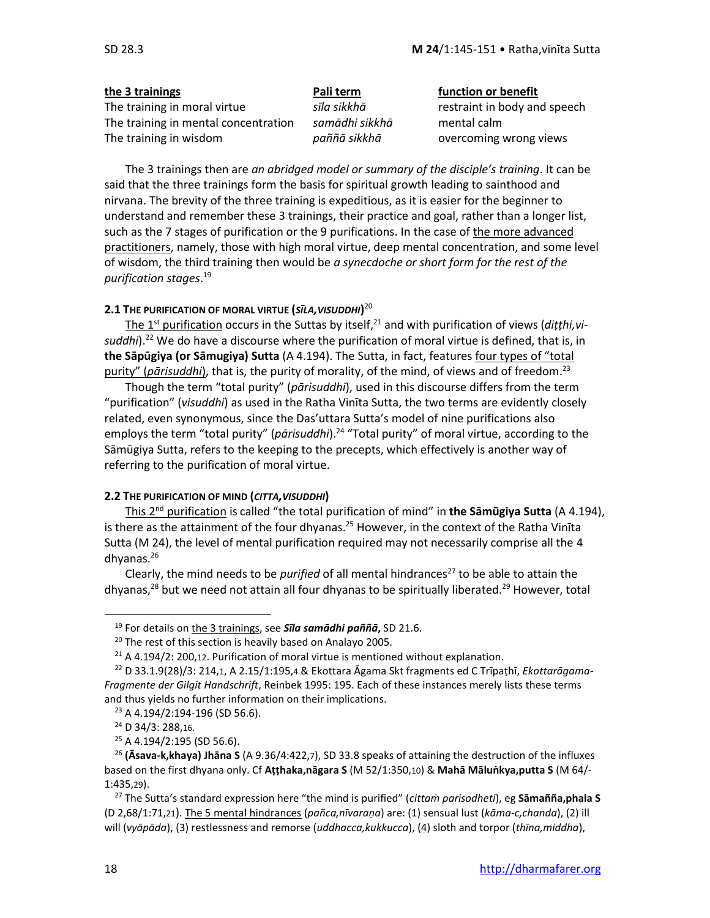| the 3 trainings | Pali term | function or benefit |
|---|---|---|
| The training in moral virtue | *sīla sikkhā* | restraint in body and speech |
| The training in mental concentration | *samādhi sikkhā* | mental calm |
| The training in wisdom | *paññā sikkhā* | overcoming wrong views |

The 3 trainings then are *an abridged model or summary of the disciple's training*. It can be said that the three trainings form the basis for spiritual growth leading to sainthood and nirvana. The brevity of the three training is expeditious, as it is easier for the beginner to understand and remember these 3 trainings, their practice and goal, rather than a longer list, such as the 7 stages of purification or the 9 purifications. In the case of the more advanced practitioners, namely, those with high moral virtue, deep mental concentration, and some level of wisdom, the third training then would be *a synecdoche or short form for the rest of the purification stages*.[19]

### 2.1 THE PURIFICATION OF MORAL VIRTUE (*SĪLA,VISUDDHI*)[20]

The 1st purification occurs in the Suttas by itself,[21] and with purification of views (*diṭṭhi,visuddhi*).[22] We do have a discourse where the purification of moral virtue is defined, that is, in **the Sāpūgiya (or Sāmugiya) Sutta** (A 4.194). The Sutta, in fact, features four types of "total purity" (*pārisuddhi*), that is, the purity of morality, of the mind, of views and of freedom.[23]

Though the term "total purity" (*pārisuddhi*), used in this discourse differs from the term "purification" (*visuddhi*) as used in the Ratha Vinīta Sutta, the two terms are evidently closely related, even synonymous, since the Das'uttara Sutta's model of nine purifications also employs the term "total purity" (*pārisuddhi*).[24] "Total purity" of moral virtue, according to the Sāmūgiya Sutta, refers to the keeping to the precepts, which effectively is another way of referring to the purification of moral virtue.

### 2.2 THE PURIFICATION OF MIND (*CITTA,VISUDDHI*)

This 2nd purification is called "the total purification of mind" in **the Sāmūgiya Sutta** (A 4.194), is there as the attainment of the four dhyanas.[25] However, in the context of the Ratha Vinīta Sutta (M 24), the level of mental purification required may not necessarily comprise all the 4 dhyanas.[26]

Clearly, the mind needs to be *purified* of all mental hindrances[27] to be able to attain the dhyanas,[28] but we need not attain all four dhyanas to be spiritually liberated.[29] However, total

---

[19] For details on the 3 trainings, see ***Sīla samādhi paññā***, SD 21.6.

[20] The rest of this section is heavily based on Analayo 2005.

[21] A 4.194/2: 200,12. Purification of moral virtue is mentioned without explanation.

[22] D 33.1.9(28)/3: 214,1, A 2.15/1:195,4 & Ekottara Āgama Skt fragments ed C Trīpaṭhī, *Ekottarāgama-Fragmente der Gilgit Handschrift*, Reinbek 1995: 195. Each of these instances merely lists these terms and thus yields no further information on their implications.

[23] A 4.194/2:194-196 (SD 56.6).

[24] D 34/3: 288,16.

[25] A 4.194/2:195 (SD 56.6).

[26] **(Āsava-k,khaya) Jhāna S** (A 9.36/4:422,7), SD 33.8 speaks of attaining the destruction of the influxes based on the first dhyana only. Cf **Aṭṭhaka,nāgara S** (M 52/1:350,10) & **Mahā Māluṅkya,putta S** (M 64/-1:435,29).

[27] The Sutta's standard expression here "the mind is purified" (*cittaṁ parisodheti*), eg **Sāmañña,phala S** (D 2,68/1:71,21). The 5 mental hindrances (*pañca,nīvaraṇa*) are: (1) sensual lust (*kāma-c,chanda*), (2) ill will (*vyāpāda*), (3) restlessness and remorse (*uddhacca,kukkucca*), (4) sloth and torpor (*thīna,middha*),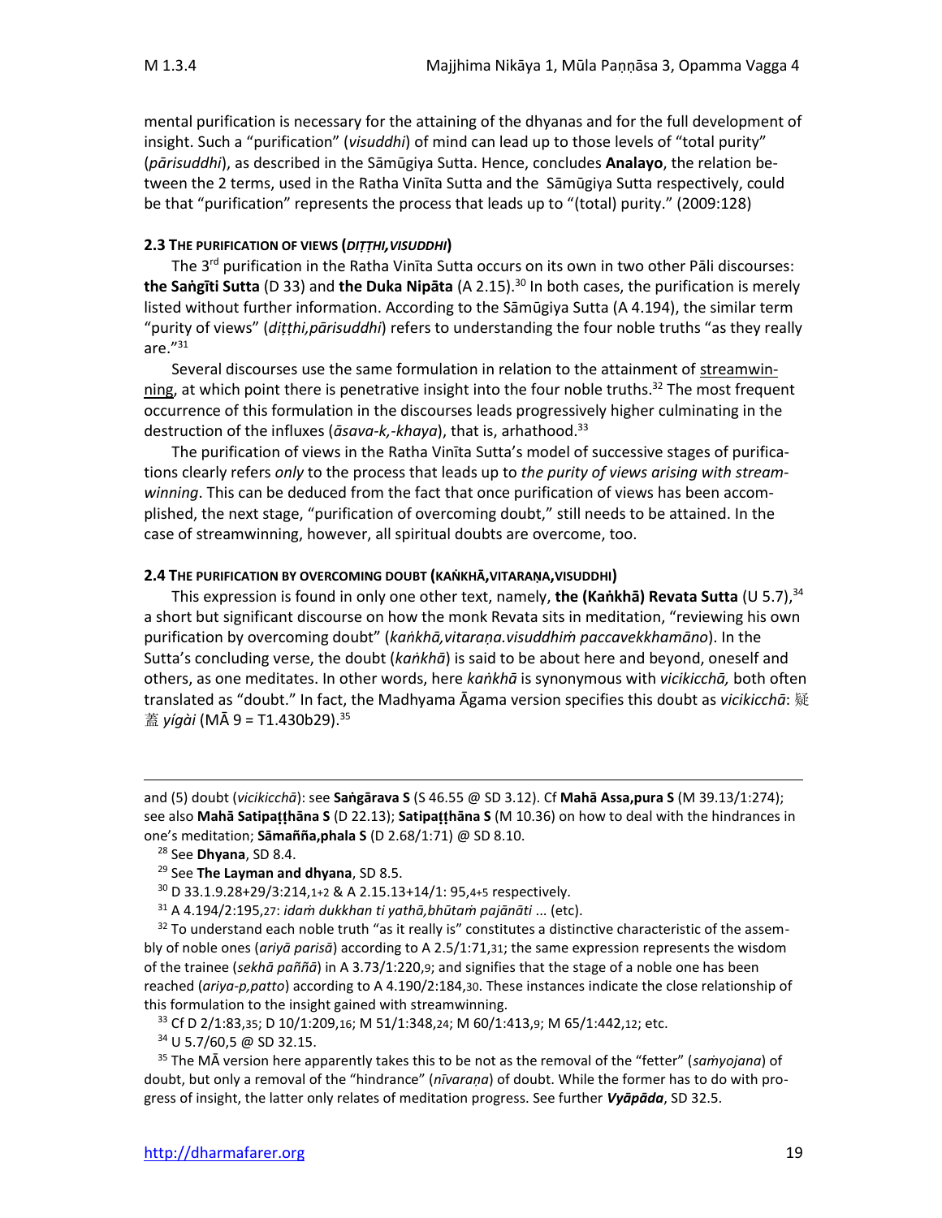mental purification is necessary for the attaining of the dhyanas and for the full development of insight. Such a "purification" (*visuddhi*) of mind can lead up to those levels of "total purity" (*pārisuddhi*), as described in the Sāmūgiya Sutta. Hence, concludes **Analayo**, the relation between the 2 terms, used in the Ratha Vinīta Sutta and the Sāmūgiya Sutta respectively, could be that "purification" represents the process that leads up to "(total) purity." (2009:128)

#### 2.3 THE PURIFICATION OF VIEWS (*DIṬṬHI,VISUDDHI*)

The 3rd purification in the Ratha Vinīta Sutta occurs on its own in two other Pāli discourses: **the Saṅgīti Sutta** (D 33) and **the Duka Nipāta** (A 2.15).[30] In both cases, the purification is merely listed without further information. According to the Sāmūgiya Sutta (A 4.194), the similar term "purity of views" (*diṭṭhi,pārisuddhi*) refers to understanding the four noble truths "as they really are."[31]

Several discourses use the same formulation in relation to the attainment of streamwinning, at which point there is penetrative insight into the four noble truths.[32] The most frequent occurrence of this formulation in the discourses leads progressively higher culminating in the destruction of the influxes (*āsava-k,-khaya*), that is, arhathood.[33]

The purification of views in the Ratha Vinīta Sutta's model of successive stages of purifications clearly refers *only* to the process that leads up to *the purity of views arising with streamwinning*. This can be deduced from the fact that once purification of views has been accomplished, the next stage, "purification of overcoming doubt," still needs to be attained. In the case of streamwinning, however, all spiritual doubts are overcome, too.

#### 2.4 THE PURIFICATION BY OVERCOMING DOUBT (KAṄKHĀ,VITARAṆA,VISUDDHI)

This expression is found in only one other text, namely, **the (Kaṅkhā) Revata Sutta** (U 5.7),[34] a short but significant discourse on how the monk Revata sits in meditation, "reviewing his own purification by overcoming doubt" (*kaṅkhā,vitaraṇa.visuddhiṁ paccavekkhamāno*). In the Sutta's concluding verse, the doubt (*kaṅkhā*) is said to be about here and beyond, oneself and others, as one meditates. In other words, here *kaṅkhā* is synonymous with *vicikicchā,* both often translated as "doubt." In fact, the Madhyama Āgama version specifies this doubt as *vicikicchā*: 疑蓋 *yígài* (MĀ 9 = T1.430b29).[35]

---

and (5) doubt (*vicikicchā*): see **Saṅgārava S** (S 46.55 @ SD 3.12). Cf **Mahā Assa,pura S** (M 39.13/1:274); see also **Mahā Satipaṭṭhāna S** (D 22.13); **Satipaṭṭhāna S** (M 10.36) on how to deal with the hindrances in one's meditation; **Sāmañña,phala S** (D 2.68/1:71) @ SD 8.10.

[28] See **Dhyana**, SD 8.4.

[29] See **The Layman and dhyana**, SD 8.5.

[30] D 33.1.9.28+29/3:214,1+2 & A 2.15.13+14/1: 95,4+5 respectively.

[31] A 4.194/2:195,27: *idaṁ dukkhan ti yathā,bhūtaṁ pajānāti* ... (etc).

[32] To understand each noble truth "as it really is" constitutes a distinctive characteristic of the assembly of noble ones (*ariyā parisā*) according to A 2.5/1:71,31; the same expression represents the wisdom of the trainee (*sekhā paññā*) in A 3.73/1:220,9; and signifies that the stage of a noble one has been reached (*ariya-p,patto*) according to A 4.190/2:184,30. These instances indicate the close relationship of this formulation to the insight gained with streamwinning.

[33] Cf D 2/1:83,35; D 10/1:209,16; M 51/1:348,24; M 60/1:413,9; M 65/1:442,12; etc.

[34] U 5.7/60,5 @ SD 32.15.

[35] The MĀ version here apparently takes this to be not as the removal of the "fetter" (*saṁyojana*) of doubt, but only a removal of the "hindrance" (*nīvaraṇa*) of doubt. While the former has to do with progress of insight, the latter only relates of meditation progress. See further ***Vyāpāda***, SD 32.5.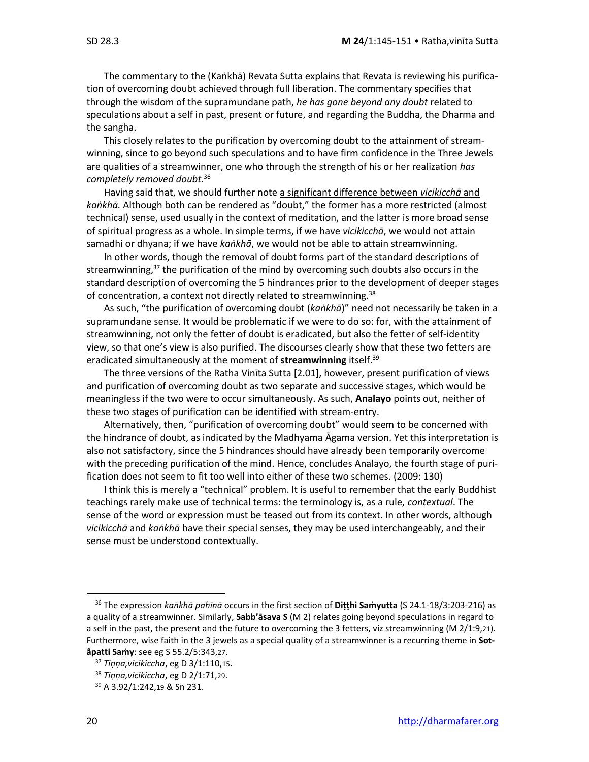The commentary to the (Kaṅkhā) Revata Sutta explains that Revata is reviewing his purification of overcoming doubt achieved through full liberation. The commentary specifies that through the wisdom of the supramundane path, *he has gone beyond any doubt* related to speculations about a self in past, present or future, and regarding the Buddha, the Dharma and the sangha.

This closely relates to the purification by overcoming doubt to the attainment of streamwinning, since to go beyond such speculations and to have firm confidence in the Three Jewels are qualities of a streamwinner, one who through the strength of his or her realization *has completely removed doubt*.[36]

Having said that, we should further note <u>a significant difference between *vicikicchā* and *kaṅkhā*.</u> Although both can be rendered as "doubt," the former has a more restricted (almost technical) sense, used usually in the context of meditation, and the latter is more broad sense of spiritual progress as a whole. In simple terms, if we have *vicikicchā*, we would not attain samadhi or dhyana; if we have *kaṅkhā*, we would not be able to attain streamwinning.

In other words, though the removal of doubt forms part of the standard descriptions of streamwinning,[37] the purification of the mind by overcoming such doubts also occurs in the standard description of overcoming the 5 hindrances prior to the development of deeper stages of concentration, a context not directly related to streamwinning.[38]

As such, "the purification of overcoming doubt (*kaṅkhā*)" need not necessarily be taken in a supramundane sense. It would be problematic if we were to do so: for, with the attainment of streamwinning, not only the fetter of doubt is eradicated, but also the fetter of self-identity view, so that one's view is also purified. The discourses clearly show that these two fetters are eradicated simultaneously at the moment of **streamwinning** itself.[39]

The three versions of the Ratha Vinīta Sutta [2.01], however, present purification of views and purification of overcoming doubt as two separate and successive stages, which would be meaningless if the two were to occur simultaneously. As such, **Analayo** points out, neither of these two stages of purification can be identified with stream-entry.

Alternatively, then, "purification of overcoming doubt" would seem to be concerned with the hindrance of doubt, as indicated by the Madhyama Āgama version. Yet this interpretation is also not satisfactory, since the 5 hindrances should have already been temporarily overcome with the preceding purification of the mind. Hence, concludes Analayo, the fourth stage of purification does not seem to fit too well into either of these two schemes. (2009: 130)

I think this is merely a "technical" problem. It is useful to remember that the early Buddhist teachings rarely make use of technical terms: the terminology is, as a rule, *contextual*. The sense of the word or expression must be teased out from its context. In other words, although *vicikicchā* and *kaṅkhā* have their special senses, they may be used interchangeably, and their sense must be understood contextually.

---

[36] The expression *kaṅkhā pahīnā* occurs in the first section of **Diṭṭhi Saṁyutta** (S 24.1-18/3:203-216) as a quality of a streamwinner. Similarly, **Sabb'āsava S** (M 2) relates going beyond speculations in regard to a self in the past, the present and the future to overcoming the 3 fetters, viz streamwinning (M 2/1:9,21). Furthermore, wise faith in the 3 jewels as a special quality of a streamwinner is a recurring theme in **Sotâpatti Saṁy**: see eg S 55.2/5:343,27.

[37] *Tiṇṇa,vicikiccha*, eg D 3/1:110,15.

[38] *Tiṇṇa,vicikiccha*, eg D 2/1:71,29.

[39] A 3.92/1:242,19 & Sn 231.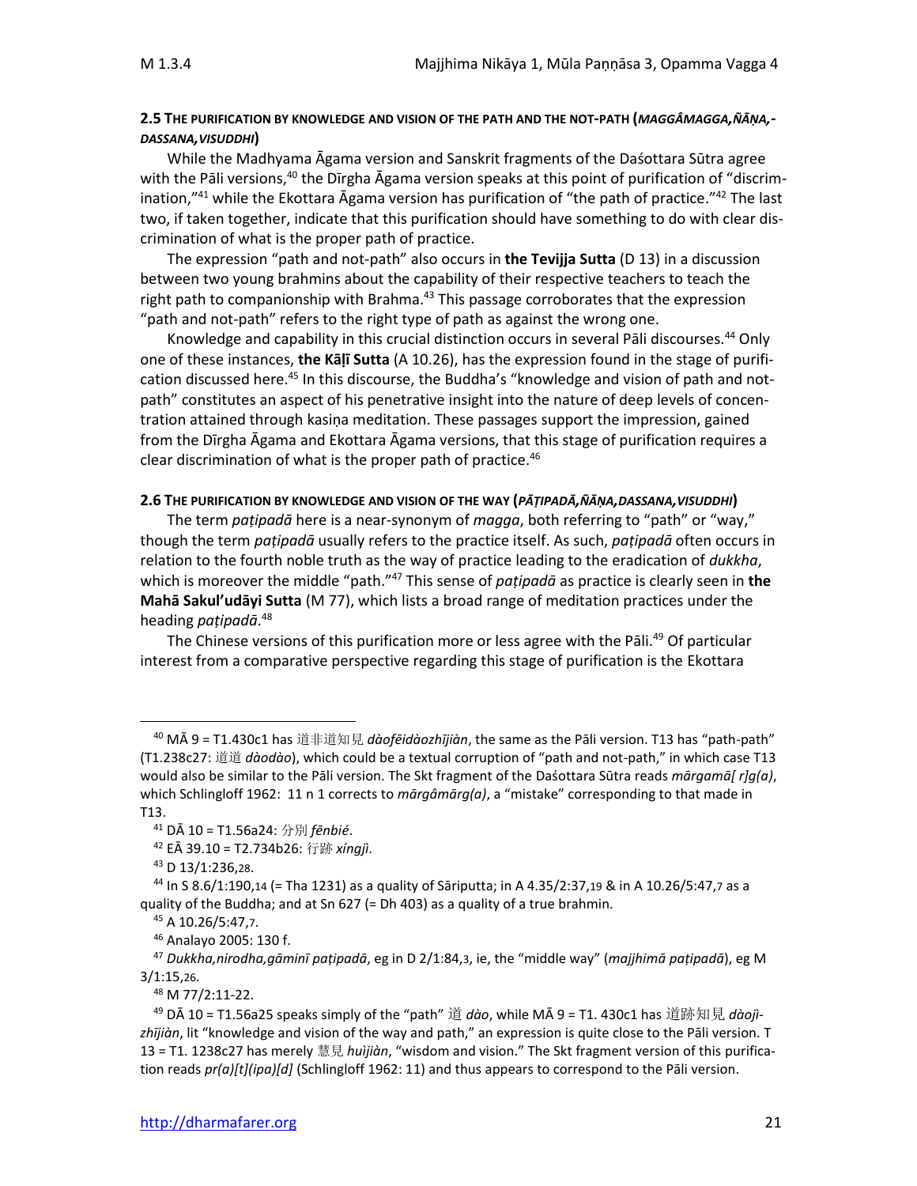### 2.5 THE PURIFICATION BY KNOWLEDGE AND VISION OF THE PATH AND THE NOT-PATH (*MAGGÂMAGGA,ÑĀṆA,-DASSANA,VISUDDHI*)

While the Madhyama Āgama version and Sanskrit fragments of the Daśottara Sūtra agree with the Pāli versions,[40] the Dīrgha Āgama version speaks at this point of purification of "discrimination,"[41] while the Ekottara Āgama version has purification of "the path of practice."[42] The last two, if taken together, indicate that this purification should have something to do with clear discrimination of what is the proper path of practice.

The expression "path and not-path" also occurs in **the Tevijja Sutta** (D 13) in a discussion between two young brahmins about the capability of their respective teachers to teach the right path to companionship with Brahma.[43] This passage corroborates that the expression "path and not-path" refers to the right type of path as against the wrong one.

Knowledge and capability in this crucial distinction occurs in several Pāli discourses.[44] Only one of these instances, **the Kāḷī Sutta** (A 10.26), has the expression found in the stage of purification discussed here.[45] In this discourse, the Buddha's "knowledge and vision of path and not-path" constitutes an aspect of his penetrative insight into the nature of deep levels of concentration attained through kasiṇa meditation. These passages support the impression, gained from the Dīrgha Āgama and Ekottara Āgama versions, that this stage of purification requires a clear discrimination of what is the proper path of practice.[46]

### 2.6 THE PURIFICATION BY KNOWLEDGE AND VISION OF THE WAY (*PĀṬIPADĀ,ÑĀṆA,DASSANA,VISUDDHI*)

The term *paṭipadā* here is a near-synonym of *magga*, both referring to "path" or "way," though the term *paṭipadā* usually refers to the practice itself. As such, *paṭipadā* often occurs in relation to the fourth noble truth as the way of practice leading to the eradication of *dukkha*, which is moreover the middle "path."[47] This sense of *paṭipadā* as practice is clearly seen in **the Mahā Sakul'udāyi Sutta** (M 77), which lists a broad range of meditation practices under the heading *paṭipadā*.[48]

The Chinese versions of this purification more or less agree with the Pāli.[49] Of particular interest from a comparative perspective regarding this stage of purification is the Ekottara

---

[40] MĀ 9 = T1.430c1 has 道非道知見 *dàofēidàozhījiàn*, the same as the Pāli version. T13 has "path-path" (T1.238c27: 道道 *dàodào*), which could be a textual corruption of "path and not-path," in which case T13 would also be similar to the Pāli version. The Skt fragment of the Daśottara Sūtra reads *mārgamā[ r]g(a)*, which Schlingloff 1962: 11 n 1 corrects to *mārgâmārg(a)*, a "mistake" corresponding to that made in T13.

[41] DĀ 10 = T1.56a24: 分別 *fēnbié*.

[42] EĀ 39.10 = T2.734b26: 行跡 *xíngjì*.

[43] D 13/1:236,28.

[44] In S 8.6/1:190,14 (= Tha 1231) as a quality of Sāriputta; in A 4.35/2:37,19 & in A 10.26/5:47,7 as a quality of the Buddha; and at Sn 627 (= Dh 403) as a quality of a true brahmin.

[45] A 10.26/5:47,7.

[46] Analayo 2005: 130 f.

[47] *Dukkha,nirodha,gāminī paṭipadā*, eg in D 2/1:84,3, ie, the "middle way" (*majjhimā paṭipadā*), eg M 3/1:15,26.

[48] M 77/2:11-22.

[49] DĀ 10 = T1.56a25 speaks simply of the "path" 道 *dào*, while MĀ 9 = T1. 430c1 has 道跡知見 *dàojì-zhījiàn*, lit "knowledge and vision of the way and path," an expression is quite close to the Pāli version. T 13 = T1. 1238c27 has merely 慧見 *huìjiàn*, "wisdom and vision." The Skt fragment version of this purification reads *pr(a)[t](ipa)[d]* (Schlingloff 1962: 11) and thus appears to correspond to the Pāli version.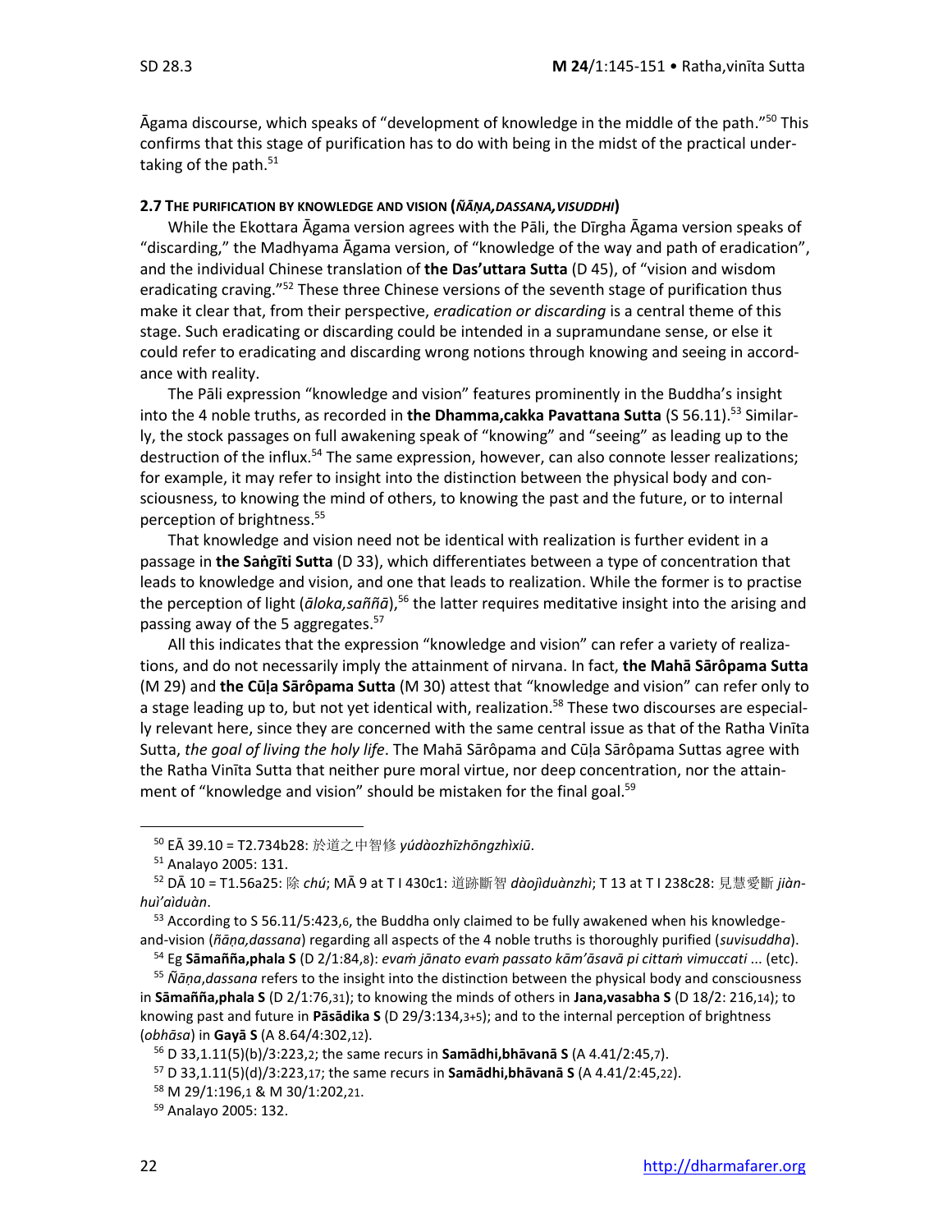Āgama discourse, which speaks of "development of knowledge in the middle of the path."[50] This confirms that this stage of purification has to do with being in the midst of the practical undertaking of the path.[51]

**2.7 THE PURIFICATION BY KNOWLEDGE AND VISION (*ÑĀṆA,DASSANA,VISUDDHI*)**

While the Ekottara Āgama version agrees with the Pāli, the Dīrgha Āgama version speaks of "discarding," the Madhyama Āgama version, of "knowledge of the way and path of eradication", and the individual Chinese translation of **the Das'uttara Sutta** (D 45), of "vision and wisdom eradicating craving."[52] These three Chinese versions of the seventh stage of purification thus make it clear that, from their perspective, *eradication or discarding* is a central theme of this stage. Such eradicating or discarding could be intended in a supramundane sense, or else it could refer to eradicating and discarding wrong notions through knowing and seeing in accordance with reality.

The Pāli expression "knowledge and vision" features prominently in the Buddha's insight into the 4 noble truths, as recorded in **the Dhamma,cakka Pavattana Sutta** (S 56.11).[53] Similarly, the stock passages on full awakening speak of "knowing" and "seeing" as leading up to the destruction of the influx.[54] The same expression, however, can also connote lesser realizations; for example, it may refer to insight into the distinction between the physical body and consciousness, to knowing the mind of others, to knowing the past and the future, or to internal perception of brightness.[55]

That knowledge and vision need not be identical with realization is further evident in a passage in **the Saṅgīti Sutta** (D 33), which differentiates between a type of concentration that leads to knowledge and vision, and one that leads to realization. While the former is to practise the perception of light (*āloka,saññā*),[56] the latter requires meditative insight into the arising and passing away of the 5 aggregates.[57]

All this indicates that the expression "knowledge and vision" can refer a variety of realizations, and do not necessarily imply the attainment of nirvana. In fact, **the Mahā Sārôpama Sutta** (M 29) and **the Cūḷa Sārôpama Sutta** (M 30) attest that "knowledge and vision" can refer only to a stage leading up to, but not yet identical with, realization.[58] These two discourses are especially relevant here, since they are concerned with the same central issue as that of the Ratha Vinīta Sutta, *the goal of living the holy life*. The Mahā Sārôpama and Cūḷa Sārôpama Suttas agree with the Ratha Vinīta Sutta that neither pure moral virtue, nor deep concentration, nor the attainment of "knowledge and vision" should be mistaken for the final goal.[59]

---

[50] EĀ 39.10 = T2.734b28: 於道之中智修 *yúdàozhīzhōngzhìxiū*.

[51] Analayo 2005: 131.

[52] DĀ 10 = T1.56a25: 除 *chú*; MĀ 9 at T I 430c1: 道跡斷智 *dàojìduànzhì*; T 13 at T I 238c28: 見慧愛斷 *jiànhuì'aìduàn*.

[53] According to S 56.11/5:423,6, the Buddha only claimed to be fully awakened when his knowledge-and-vision (*ñāṇa,dassana*) regarding all aspects of the 4 noble truths is thoroughly purified (*suvisuddha*).

[54] Eg **Sāmañña,phala S** (D 2/1:84,8): *evaṁ jānato evaṁ passato kām'āsavā pi cittaṁ vimuccati* ... (etc).

[55] *Ñāṇa,dassana* refers to the insight into the distinction between the physical body and consciousness in **Sāmañña,phala S** (D 2/1:76,31); to knowing the minds of others in **Jana,vasabha S** (D 18/2: 216,14); to knowing past and future in **Pāsādika S** (D 29/3:134,3+5); and to the internal perception of brightness (*obhāsa*) in **Gayā S** (A 8.64/4:302,12).

[56] D 33,1.11(5)(b)/3:223,2; the same recurs in **Samādhi,bhāvanā S** (A 4.41/2:45,7).

[57] D 33,1.11(5)(d)/3:223,17; the same recurs in **Samādhi,bhāvanā S** (A 4.41/2:45,22).

[58] M 29/1:196,1 & M 30/1:202,21.

[59] Analayo 2005: 132.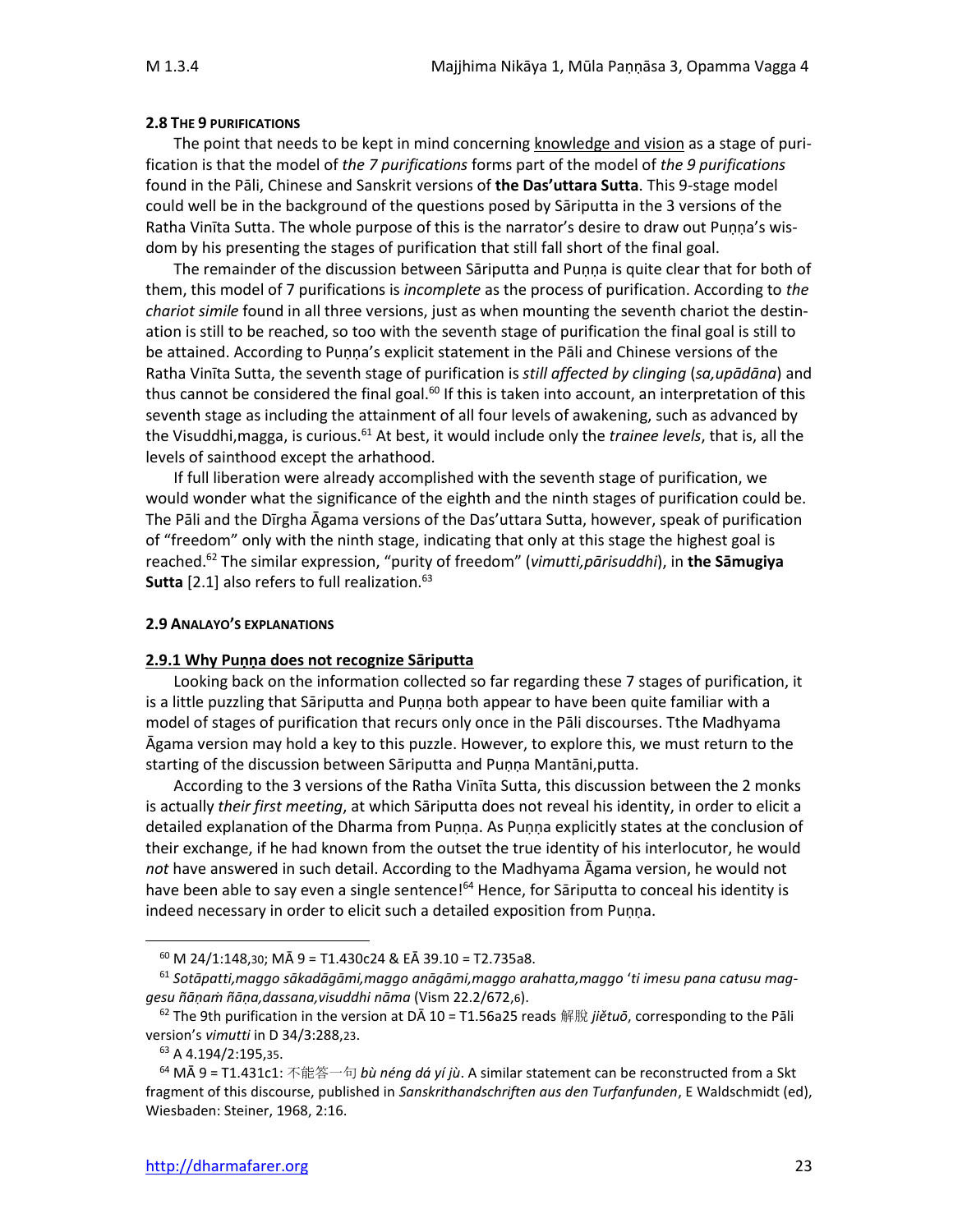#### 2.8 THE 9 PURIFICATIONS

The point that needs to be kept in mind concerning knowledge and vision as a stage of purification is that the model of *the 7 purifications* forms part of the model of *the 9 purifications* found in the Pāli, Chinese and Sanskrit versions of **the Das'uttara Sutta**. This 9-stage model could well be in the background of the questions posed by Sāriputta in the 3 versions of the Ratha Vinīta Sutta. The whole purpose of this is the narrator's desire to draw out Puṇṇa's wisdom by his presenting the stages of purification that still fall short of the final goal.

The remainder of the discussion between Sāriputta and Puṇṇa is quite clear that for both of them, this model of 7 purifications is *incomplete* as the process of purification. According to *the chariot simile* found in all three versions, just as when mounting the seventh chariot the destination is still to be reached, so too with the seventh stage of purification the final goal is still to be attained. According to Puṇṇa's explicit statement in the Pāli and Chinese versions of the Ratha Vinīta Sutta, the seventh stage of purification is *still affected by clinging* (*sa,upādāna*) and thus cannot be considered the final goal.[60] If this is taken into account, an interpretation of this seventh stage as including the attainment of all four levels of awakening, such as advanced by the Visuddhi,magga, is curious.[61] At best, it would include only the *trainee levels*, that is, all the levels of sainthood except the arhathood.

If full liberation were already accomplished with the seventh stage of purification, we would wonder what the significance of the eighth and the ninth stages of purification could be. The Pāli and the Dīrgha Āgama versions of the Das'uttara Sutta, however, speak of purification of "freedom" only with the ninth stage, indicating that only at this stage the highest goal is reached.[62] The similar expression, "purity of freedom" (*vimutti,pārisuddhi*), in **the Sāmugiya Sutta** [2.1] also refers to full realization.[63]

#### 2.9 ANALAYO'S EXPLANATIONS

**2.9.1 Why Puṇṇa does not recognize Sāriputta**

Looking back on the information collected so far regarding these 7 stages of purification, it is a little puzzling that Sāriputta and Puṇṇa both appear to have been quite familiar with a model of stages of purification that recurs only once in the Pāli discourses. Tthe Madhyama Āgama version may hold a key to this puzzle. However, to explore this, we must return to the starting of the discussion between Sāriputta and Puṇṇa Mantāni,putta.

According to the 3 versions of the Ratha Vinīta Sutta, this discussion between the 2 monks is actually *their first meeting*, at which Sāriputta does not reveal his identity, in order to elicit a detailed explanation of the Dharma from Puṇṇa. As Puṇṇa explicitly states at the conclusion of their exchange, if he had known from the outset the true identity of his interlocutor, he would *not* have answered in such detail. According to the Madhyama Āgama version, he would not have been able to say even a single sentence![64] Hence, for Sāriputta to conceal his identity is indeed necessary in order to elicit such a detailed exposition from Puṇṇa.

---

[60] M 24/1:148,30; MĀ 9 = T1.430c24 & EĀ 39.10 = T2.735a8.

[61] *Sotāpatti,maggo sākadāgāmi,maggo anāgāmi,maggo arahatta,maggo 'ti imesu pana catusu maggesu ñāṇaṁ ñāṇa,dassana,visuddhi nāma* (Vism 22.2/672,6).

[62] The 9th purification in the version at DĀ 10 = T1.56a25 reads 解脫 *jiětuō*, corresponding to the Pāli version's *vimutti* in D 34/3:288,23.

[63] A 4.194/2:195,35.

[64] MĀ 9 = T1.431c1: 不能答一句 *bù néng dá yí jù*. A similar statement can be reconstructed from a Skt fragment of this discourse, published in *Sanskrithandschriften aus den Turfanfunden*, E Waldschmidt (ed), Wiesbaden: Steiner, 1968, 2:16.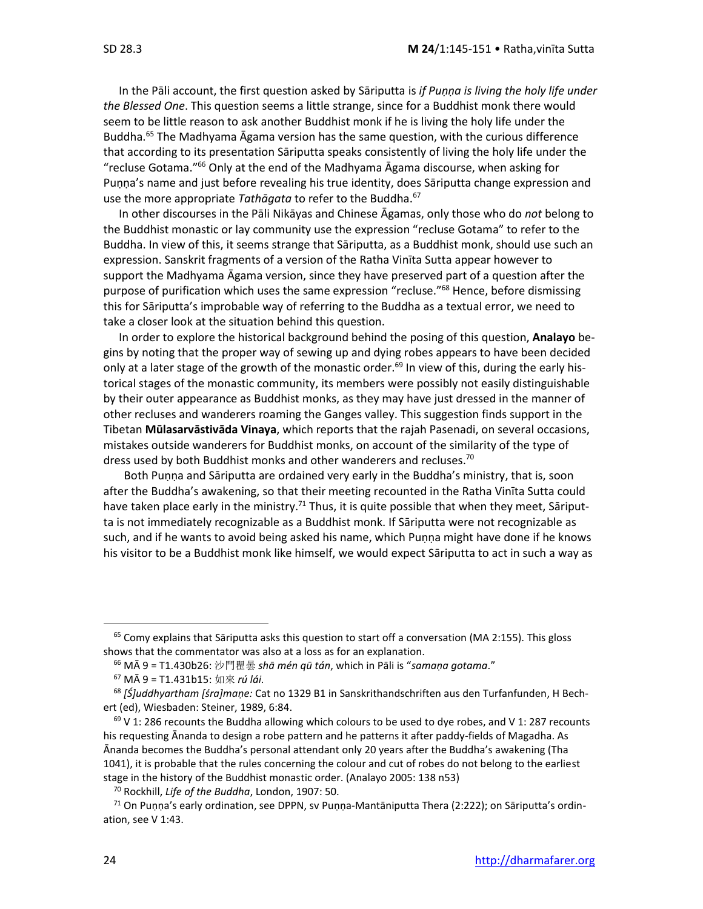In the Pāli account, the first question asked by Sāriputta is *if Puṇṇa is living the holy life under the Blessed One*. This question seems a little strange, since for a Buddhist monk there would seem to be little reason to ask another Buddhist monk if he is living the holy life under the Buddha.[65] The Madhyama Āgama version has the same question, with the curious difference that according to its presentation Sāriputta speaks consistently of living the holy life under the "recluse Gotama."[66] Only at the end of the Madhyama Āgama discourse, when asking for Puṇṇa's name and just before revealing his true identity, does Sāriputta change expression and use the more appropriate *Tathāgata* to refer to the Buddha.[67]

In other discourses in the Pāli Nikāyas and Chinese Āgamas, only those who do *not* belong to the Buddhist monastic or lay community use the expression "recluse Gotama" to refer to the Buddha. In view of this, it seems strange that Sāriputta, as a Buddhist monk, should use such an expression. Sanskrit fragments of a version of the Ratha Vinīta Sutta appear however to support the Madhyama Āgama version, since they have preserved part of a question after the purpose of purification which uses the same expression "recluse."[68] Hence, before dismissing this for Sāriputta's improbable way of referring to the Buddha as a textual error, we need to take a closer look at the situation behind this question.

In order to explore the historical background behind the posing of this question, **Analayo** begins by noting that the proper way of sewing up and dying robes appears to have been decided only at a later stage of the growth of the monastic order.[69] In view of this, during the early historical stages of the monastic community, its members were possibly not easily distinguishable by their outer appearance as Buddhist monks, as they may have just dressed in the manner of other recluses and wanderers roaming the Ganges valley. This suggestion finds support in the Tibetan **Mūlasarvāstivāda Vinaya**, which reports that the rajah Pasenadi, on several occasions, mistakes outside wanderers for Buddhist monks, on account of the similarity of the type of dress used by both Buddhist monks and other wanderers and recluses.[70]

Both Puṇṇa and Sāriputta are ordained very early in the Buddha's ministry, that is, soon after the Buddha's awakening, so that their meeting recounted in the Ratha Vinīta Sutta could have taken place early in the ministry.[71] Thus, it is quite possible that when they meet, Sāriputta is not immediately recognizable as a Buddhist monk. If Sāriputta were not recognizable as such, and if he wants to avoid being asked his name, which Puṇṇa might have done if he knows his visitor to be a Buddhist monk like himself, we would expect Sāriputta to act in such a way as

---

[65] Comy explains that Sāriputta asks this question to start off a conversation (MA 2:155). This gloss shows that the commentator was also at a loss as for an explanation.

[66] MĀ 9 = T1.430b26: 沙門瞿曇 *shā mén qū tán*, which in Pāli is "*samaṇa gotama*."

[67] MĀ 9 = T1.431b15: 如來 *rú lái.*

[68] *[Ś]uddhyartham [śra]maṇe:* Cat no 1329 B1 in Sanskrithandschriften aus den Turfanfunden, H Bechert (ed), Wiesbaden: Steiner, 1989, 6:84.

[69] V 1: 286 recounts the Buddha allowing which colours to be used to dye robes, and V 1: 287 recounts his requesting Ānanda to design a robe pattern and he patterns it after paddy-fields of Magadha. As Ānanda becomes the Buddha's personal attendant only 20 years after the Buddha's awakening (Tha 1041), it is probable that the rules concerning the colour and cut of robes do not belong to the earliest stage in the history of the Buddhist monastic order. (Analayo 2005: 138 n53)

[70] Rockhill, *Life of the Buddha*, London, 1907: 50.

[71] On Puṇṇa's early ordination, see DPPN, sv Puṇṇa-Mantāniputta Thera (2:222); on Sāriputta's ordination, see V 1:43.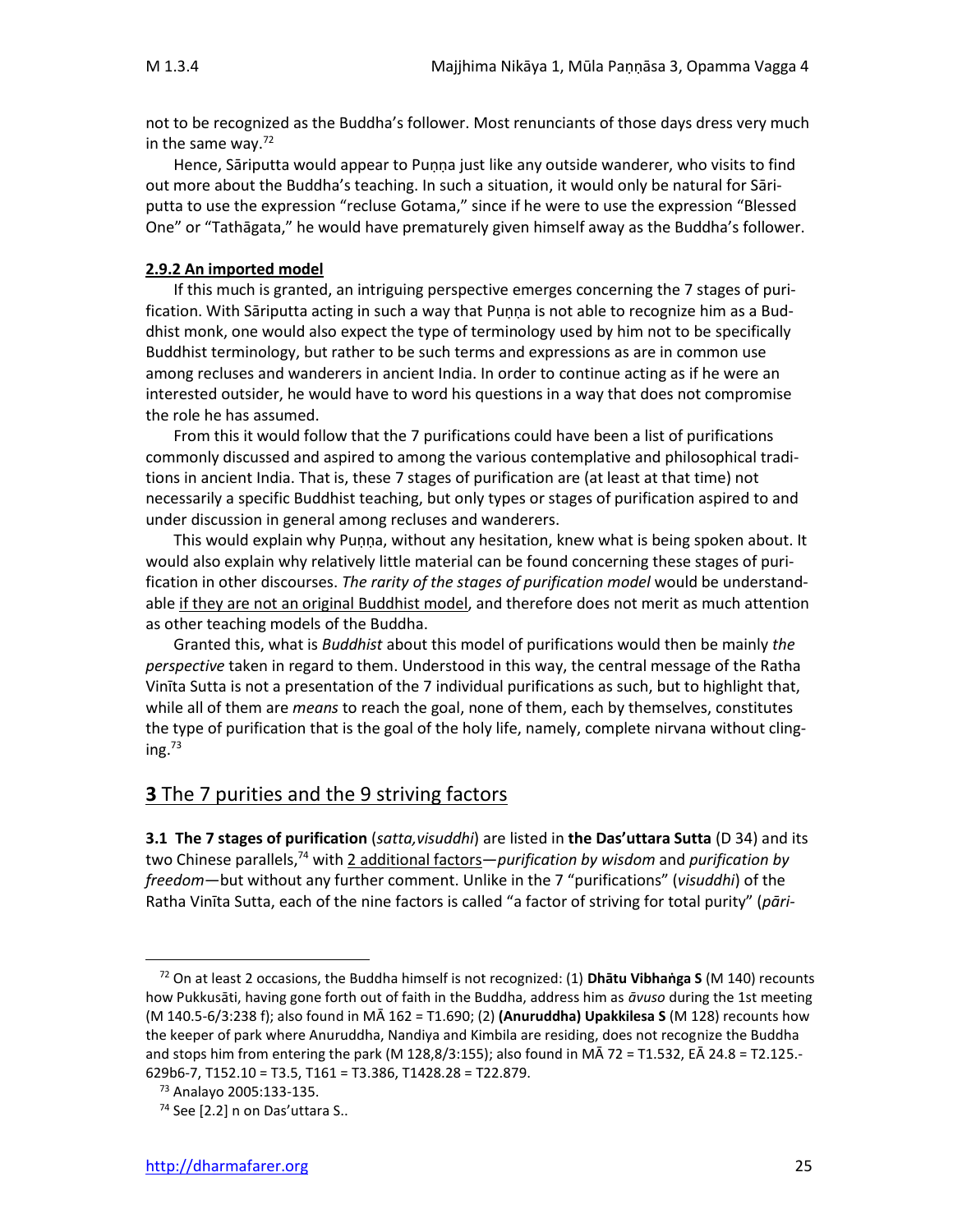not to be recognized as the Buddha's follower. Most renunciants of those days dress very much in the same way.[72]

Hence, Sāriputta would appear to Puṇṇa just like any outside wanderer, who visits to find out more about the Buddha's teaching. In such a situation, it would only be natural for Sāriputta to use the expression "recluse Gotama," since if he were to use the expression "Blessed One" or "Tathāgata," he would have prematurely given himself away as the Buddha's follower.

**2.9.2 An imported model**

If this much is granted, an intriguing perspective emerges concerning the 7 stages of purification. With Sāriputta acting in such a way that Puṇṇa is not able to recognize him as a Buddhist monk, one would also expect the type of terminology used by him not to be specifically Buddhist terminology, but rather to be such terms and expressions as are in common use among recluses and wanderers in ancient India. In order to continue acting as if he were an interested outsider, he would have to word his questions in a way that does not compromise the role he has assumed.

From this it would follow that the 7 purifications could have been a list of purifications commonly discussed and aspired to among the various contemplative and philosophical traditions in ancient India. That is, these 7 stages of purification are (at least at that time) not necessarily a specific Buddhist teaching, but only types or stages of purification aspired to and under discussion in general among recluses and wanderers.

This would explain why Puṇṇa, without any hesitation, knew what is being spoken about. It would also explain why relatively little material can be found concerning these stages of purification in other discourses. *The rarity of the stages of purification model* would be understandable if they are not an original Buddhist model, and therefore does not merit as much attention as other teaching models of the Buddha.

Granted this, what is *Buddhist* about this model of purifications would then be mainly *the perspective* taken in regard to them. Understood in this way, the central message of the Ratha Vinīta Sutta is not a presentation of the 7 individual purifications as such, but to highlight that, while all of them are *means* to reach the goal, none of them, each by themselves, constitutes the type of purification that is the goal of the holy life, namely, complete nirvana without clinging.[73]

## **3** The 7 purities and the 9 striving factors

**3.1 The 7 stages of purification** (*satta,visuddhi*) are listed in **the Das'uttara Sutta** (D 34) and its two Chinese parallels,[74] with 2 additional factors—*purification by wisdom* and *purification by freedom*—but without any further comment. Unlike in the 7 "purifications" (*visuddhi*) of the Ratha Vinīta Sutta, each of the nine factors is called "a factor of striving for total purity" (*pāri-*

---

[72] On at least 2 occasions, the Buddha himself is not recognized: (1) **Dhātu Vibhaṅga S** (M 140) recounts how Pukkusāti, having gone forth out of faith in the Buddha, address him as *āvuso* during the 1st meeting (M 140.5-6/3:238 f); also found in MĀ 162 = T1.690; (2) **(Anuruddha) Upakkilesa S** (M 128) recounts how the keeper of park where Anuruddha, Nandiya and Kimbila are residing, does not recognize the Buddha and stops him from entering the park (M 128,8/3:155); also found in MĀ 72 = T1.532, EĀ 24.8 = T2.125.-629b6-7, T152.10 = T3.5, T161 = T3.386, T1428.28 = T22.879.

[73] Analayo 2005:133-135.

[74] See [2.2] n on Das'uttara S..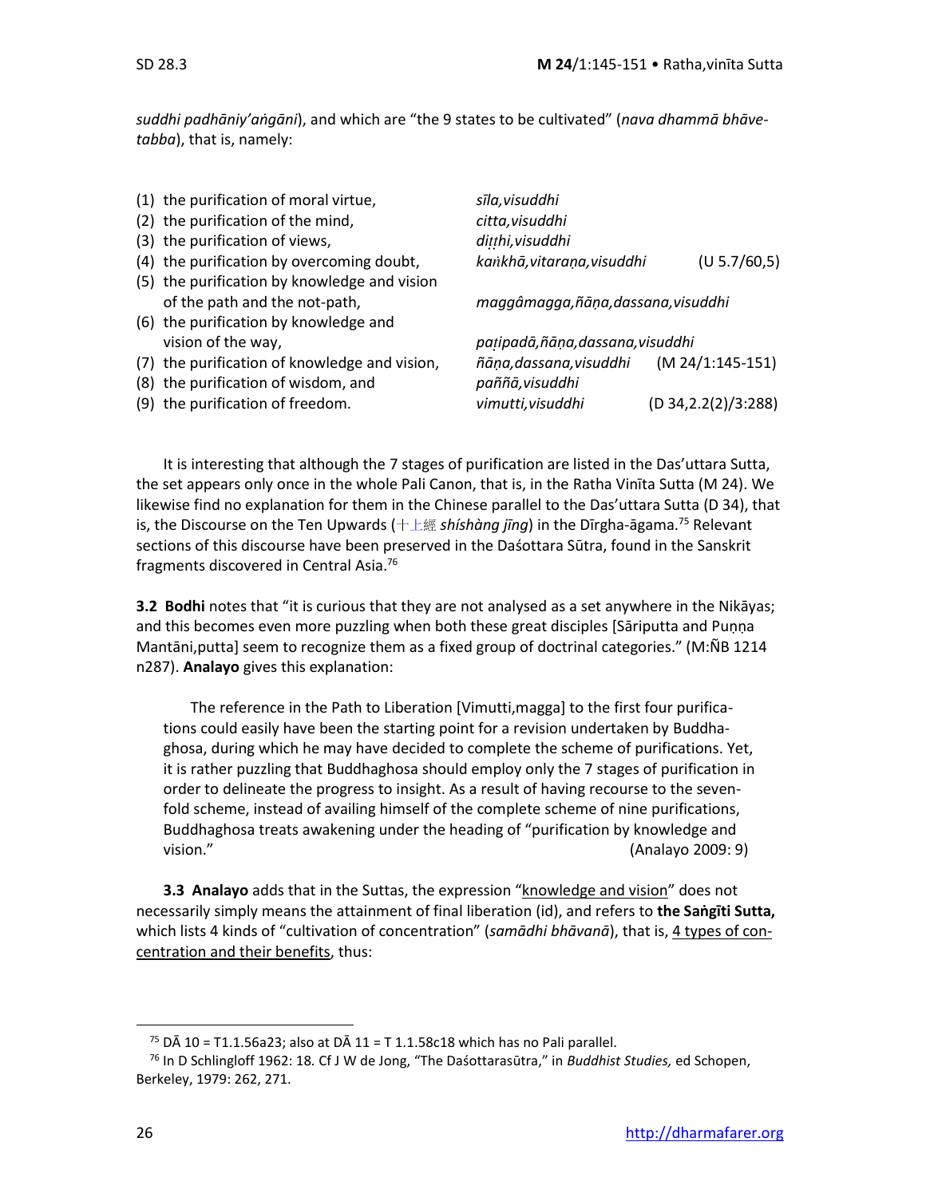*suddhi padhāniy'aṅgāni*), and which are "the 9 states to be cultivated" (*nava dhammā bhāvetabba*), that is, namely:

| | | |
|---|---|---|
| (1) the purification of moral virtue, | *sīla,visuddhi* | |
| (2) the purification of the mind, | *citta,visuddhi* | |
| (3) the purification of views, | *diṭṭhi,visuddhi* | |
| (4) the purification by overcoming doubt, | *kaṅkhā,vitaraṇa,visuddhi* | (U 5.7/60,5) |
| (5) the purification by knowledge and vision of the path and the not-path, | *maggâmagga,ñāṇa,dassana,visuddhi* | |
| (6) the purification by knowledge and vision of the way, | *paṭipadā,ñāṇa,dassana,visuddhi* | |
| (7) the purification of knowledge and vision, | *ñāṇa,dassana,visuddhi* | (M 24/1:145-151) |
| (8) the purification of wisdom, and | *paññā,visuddhi* | |
| (9) the purification of freedom. | *vimutti,visuddhi* | (D 34,2.2(2)/3:288) |

It is interesting that although the 7 stages of purification are listed in the Das'uttara Sutta, the set appears only once in the whole Pali Canon, that is, in the Ratha Vinīta Sutta (M 24). We likewise find no explanation for them in the Chinese parallel to the Das'uttara Sutta (D 34), that is, the Discourse on the Ten Upwards (十上經 *shíshàng jīng*) in the Dīrgha-āgama.[75] Relevant sections of this discourse have been preserved in the Daśottara Sūtra, found in the Sanskrit fragments discovered in Central Asia.[76]

**3.2 Bodhi** notes that "it is curious that they are not analysed as a set anywhere in the Nikāyas; and this becomes even more puzzling when both these great disciples [Sāriputta and Puṇṇa Mantāni,putta] seem to recognize them as a fixed group of doctrinal categories." (M:ÑB 1214 n287). **Analayo** gives this explanation:

> The reference in the Path to Liberation [Vimutti,magga] to the first four purifications could easily have been the starting point for a revision undertaken by Buddhaghosa, during which he may have decided to complete the scheme of purifications. Yet, it is rather puzzling that Buddhaghosa should employ only the 7 stages of purification in order to delineate the progress to insight. As a result of having recourse to the sevenfold scheme, instead of availing himself of the complete scheme of nine purifications, Buddhaghosa treats awakening under the heading of "purification by knowledge and vision." (Analayo 2009: 9)

**3.3 Analayo** adds that in the Suttas, the expression "knowledge and vision" does not necessarily simply means the attainment of final liberation (id), and refers to **the Saṅgīti Sutta,** which lists 4 kinds of "cultivation of concentration" (*samādhi bhāvanā*), that is, 4 types of concentration and their benefits, thus:

[75] DĀ 10 = T1.1.56a23; also at DĀ 11 = T 1.1.58c18 which has no Pali parallel.

[76] In D Schlingloff 1962: 18. Cf J W de Jong, "The Daśottarasūtra," in *Buddhist Studies,* ed Schopen, Berkeley, 1979: 262, 271.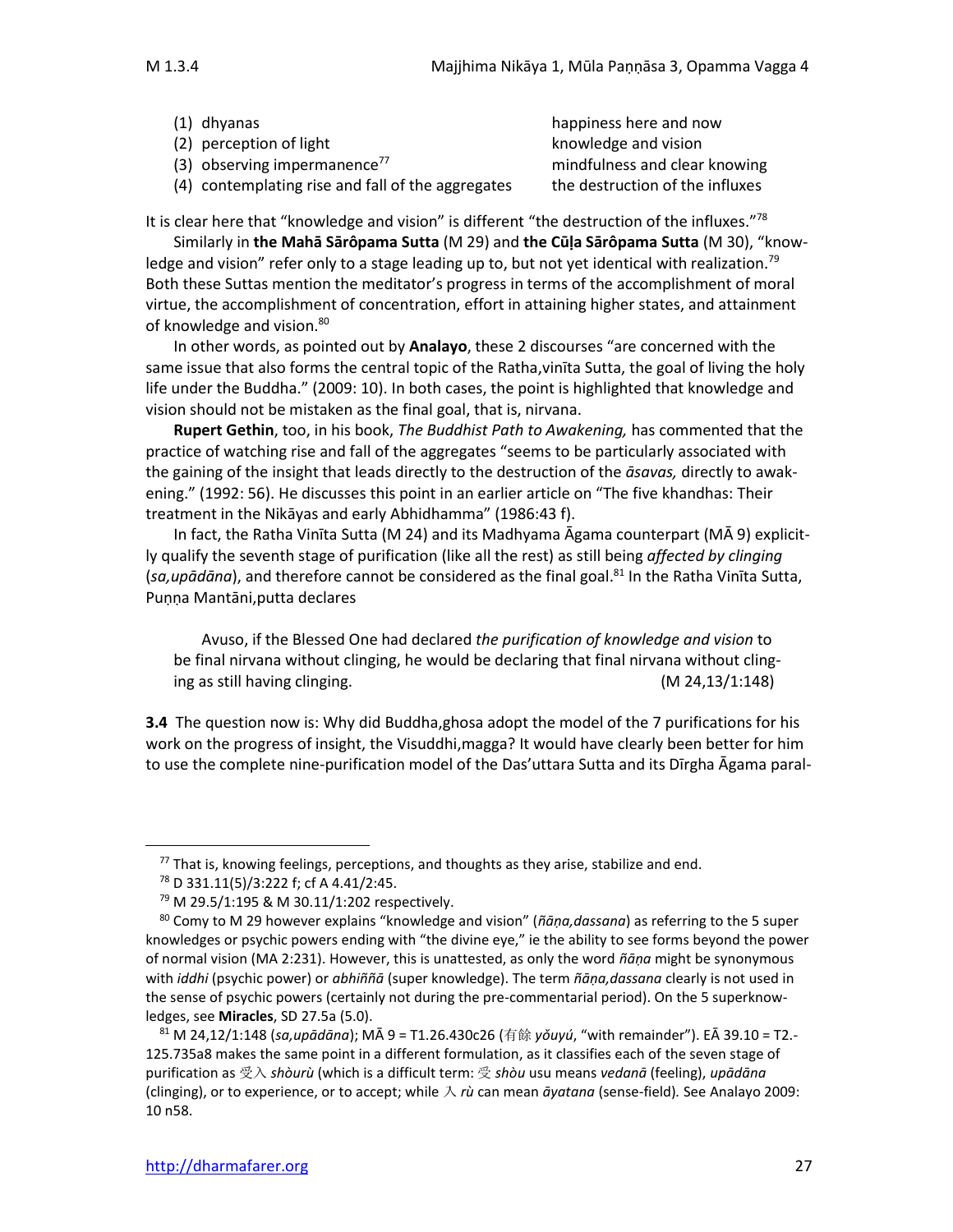| | |
|---|---|
| (1) dhyanas | happiness here and now |
| (2) perception of light | knowledge and vision |
| (3) observing impermanence[77] | mindfulness and clear knowing |
| (4) contemplating rise and fall of the aggregates | the destruction of the influxes |

It is clear here that "knowledge and vision" is different "the destruction of the influxes."[78]

Similarly in **the Mahā Sārôpama Sutta** (M 29) and **the Cūḷa Sārôpama Sutta** (M 30), "knowledge and vision" refer only to a stage leading up to, but not yet identical with realization.[79] Both these Suttas mention the meditator's progress in terms of the accomplishment of moral virtue, the accomplishment of concentration, effort in attaining higher states, and attainment of knowledge and vision.[80]

In other words, as pointed out by **Analayo**, these 2 discourses "are concerned with the same issue that also forms the central topic of the Ratha,vinīta Sutta, the goal of living the holy life under the Buddha." (2009: 10). In both cases, the point is highlighted that knowledge and vision should not be mistaken as the final goal, that is, nirvana.

**Rupert Gethin**, too, in his book, *The Buddhist Path to Awakening,* has commented that the practice of watching rise and fall of the aggregates "seems to be particularly associated with the gaining of the insight that leads directly to the destruction of the *āsavas,* directly to awakening." (1992: 56). He discusses this point in an earlier article on "The five khandhas: Their treatment in the Nikāyas and early Abhidhamma" (1986:43 f).

In fact, the Ratha Vinīta Sutta (M 24) and its Madhyama Āgama counterpart (MĀ 9) explicitly qualify the seventh stage of purification (like all the rest) as still being *affected by clinging* (*sa,upādāna*), and therefore cannot be considered as the final goal.[81] In the Ratha Vinīta Sutta, Puṇṇa Mantāni,putta declares

> Avuso, if the Blessed One had declared *the purification of knowledge and vision* to be final nirvana without clinging, he would be declaring that final nirvana without clinging as still having clinging. (M 24,13/1:148)

**3.4** The question now is: Why did Buddha,ghosa adopt the model of the 7 purifications for his work on the progress of insight, the Visuddhi,magga? It would have clearly been better for him to use the complete nine-purification model of the Das'uttara Sutta and its Dīrgha Āgama paral-

---

[77] That is, knowing feelings, perceptions, and thoughts as they arise, stabilize and end.

[78] D 331.11(5)/3:222 f; cf A 4.41/2:45.

[79] M 29.5/1:195 & M 30.11/1:202 respectively.

[80] Comy to M 29 however explains "knowledge and vision" (*ñāṇa,dassana*) as referring to the 5 super knowledges or psychic powers ending with "the divine eye," ie the ability to see forms beyond the power of normal vision (MA 2:231). However, this is unattested, as only the word *ñāṇa* might be synonymous with *iddhi* (psychic power) or *abhiññā* (super knowledge). The term *ñāṇa,dassana* clearly is not used in the sense of psychic powers (certainly not during the pre-commentarial period). On the 5 superknowledges, see **Miracles**, SD 27.5a (5.0).

[81] M 24,12/1:148 (*sa,upādāna*); MĀ 9 = T1.26.430c26 (有餘 *yǒuyú*, "with remainder"). EĀ 39.10 = T2.-125.735a8 makes the same point in a different formulation, as it classifies each of the seven stage of purification as 受入 *shòurù* (which is a difficult term: 受 *shòu* usu means *vedanā* (feeling), *upādāna* (clinging), or to experience, or to accept; while 入 *rù* can mean *āyatana* (sense-field)*.* See Analayo 2009: 10 n58.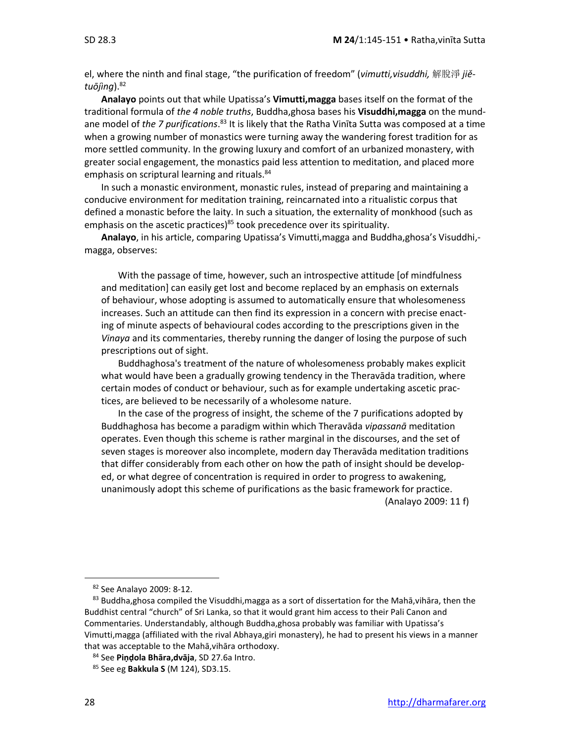el, where the ninth and final stage, "the purification of freedom" (*vimutti,visuddhi,* 解脫淨 *jiě-tuōjìng*).[82]

**Analayo** points out that while Upatissa's **Vimutti,magga** bases itself on the format of the traditional formula of *the 4 noble truths*, Buddha,ghosa bases his **Visuddhi,magga** on the mundane model of *the 7 purifications*.[83] It is likely that the Ratha Vinīta Sutta was composed at a time when a growing number of monastics were turning away the wandering forest tradition for as more settled community. In the growing luxury and comfort of an urbanized monastery, with greater social engagement, the monastics paid less attention to meditation, and placed more emphasis on scriptural learning and rituals.[84]

In such a monastic environment, monastic rules, instead of preparing and maintaining a conducive environment for meditation training, reincarnated into a ritualistic corpus that defined a monastic before the laity. In such a situation, the externality of monkhood (such as emphasis on the ascetic practices)[85] took precedence over its spirituality.

**Analayo**, in his article, comparing Upatissa's Vimutti,magga and Buddha,ghosa's Visuddhi,-magga, observes:

> With the passage of time, however, such an introspective attitude [of mindfulness and meditation] can easily get lost and become replaced by an emphasis on externals of behaviour, whose adopting is assumed to automatically ensure that wholesomeness increases. Such an attitude can then find its expression in a concern with precise enacting of minute aspects of behavioural codes according to the prescriptions given in the *Vinaya* and its commentaries, thereby running the danger of losing the purpose of such prescriptions out of sight.
>
> Buddhaghosa's treatment of the nature of wholesomeness probably makes explicit what would have been a gradually growing tendency in the Theravāda tradition, where certain modes of conduct or behaviour, such as for example undertaking ascetic practices, are believed to be necessarily of a wholesome nature.
>
> In the case of the progress of insight, the scheme of the 7 purifications adopted by Buddhaghosa has become a paradigm within which Theravāda *vipassanā* meditation operates. Even though this scheme is rather marginal in the discourses, and the set of seven stages is moreover also incomplete, modern day Theravāda meditation traditions that differ considerably from each other on how the path of insight should be developed, or what degree of concentration is required in order to progress to awakening, unanimously adopt this scheme of purifications as the basic framework for practice.
>
> (Analayo 2009: 11 f)

---

[82] See Analayo 2009: 8-12.

[83] Buddha,ghosa compiled the Visuddhi,magga as a sort of dissertation for the Mahā,vihāra, then the Buddhist central "church" of Sri Lanka, so that it would grant him access to their Pali Canon and Commentaries. Understandably, although Buddha,ghosa probably was familiar with Upatissa's Vimutti,magga (affiliated with the rival Abhaya,giri monastery), he had to present his views in a manner that was acceptable to the Mahā,vihāra orthodoxy.

[84] See **Piṇḍola Bhāra,dvāja**, SD 27.6a Intro.

[85] See eg **Bakkula S** (M 124), SD3.15.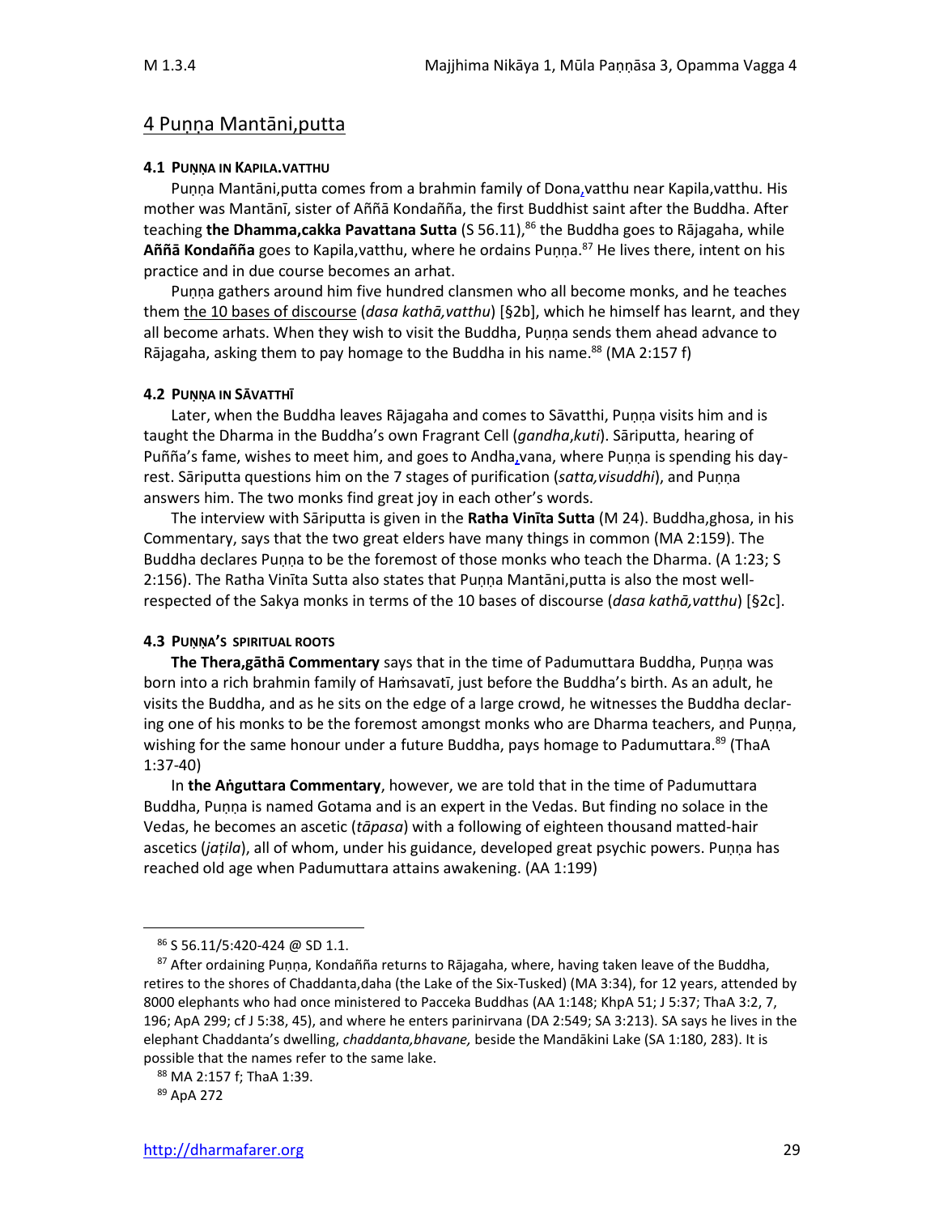## 4 Puṇṇa Mantāni,putta

### 4.1 PUṆṆA IN KAPILA.VATTHU

Puṇṇa Mantāni,putta comes from a brahmin family of Doṇa,vatthu near Kapila,vatthu. His mother was Mantānī, sister of Aññā Koṇdañña, the first Buddhist saint after the Buddha. After teaching **the Dhamma,cakka Pavattana Sutta** (S 56.11),[86] the Buddha goes to Rājagaha, while **Aññā Kondañña** goes to Kapila,vatthu, where he ordains Puṇṇa.[87] He lives there, intent on his practice and in due course becomes an arhat.

Puṇṇa gathers around him five hundred clansmen who all become monks, and he teaches them the 10 bases of discourse (*dasa kathā,vatthu*) [§2b], which he himself has learnt, and they all become arhats. When they wish to visit the Buddha, Puṇṇa sends them ahead advance to Rājagaha, asking them to pay homage to the Buddha in his name.[88] (MA 2:157 f)

### 4.2 PUṆṆA IN SĀVATTHĪ

Later, when the Buddha leaves Rājagaha and comes to Sāvatthi, Puṇṇa visits him and is taught the Dharma in the Buddha's own Fragrant Cell (*gandha,kuti*). Sāriputta, hearing of Puñña's fame, wishes to meet him, and goes to Andha,vana, where Puṇṇa is spending his day-rest. Sāriputta questions him on the 7 stages of purification (*satta,visuddhi*), and Puṇṇa answers him. The two monks find great joy in each other's words.

The interview with Sāriputta is given in the **Ratha Vinīta Sutta** (M 24). Buddha,ghosa, in his Commentary, says that the two great elders have many things in common (MA 2:159). The Buddha declares Puṇṇa to be the foremost of those monks who teach the Dharma. (A 1:23; S 2:156). The Ratha Vinīta Sutta also states that Puṇṇa Mantāni,putta is also the most well-respected of the Sakya monks in terms of the 10 bases of discourse (*dasa kathā,vatthu*) [§2c].

### 4.3 PUṆṆA'S SPIRITUAL ROOTS

**The Thera,gāthā Commentary** says that in the time of Padumuttara Buddha, Puṇṇa was born into a rich brahmin family of Haṁsavatī, just before the Buddha's birth. As an adult, he visits the Buddha, and as he sits on the edge of a large crowd, he witnesses the Buddha declaring one of his monks to be the foremost amongst monks who are Dharma teachers, and Puṇṇa, wishing for the same honour under a future Buddha, pays homage to Padumuttara.[89] (ThaA 1:37-40)

In **the Aṅguttara Commentary**, however, we are told that in the time of Padumuttara Buddha, Puṇṇa is named Gotama and is an expert in the Vedas. But finding no solace in the Vedas, he becomes an ascetic (*tāpasa*) with a following of eighteen thousand matted-hair ascetics (*jaṭila*), all of whom, under his guidance, developed great psychic powers. Puṇṇa has reached old age when Padumuttara attains awakening. (AA 1:199)

---

[86] S 56.11/5:420-424 @ SD 1.1.

[87] After ordaining Puṇṇa, Kondañña returns to Rājagaha, where, having taken leave of the Buddha, retires to the shores of Chaddanta,daha (the Lake of the Six-Tusked) (MA 3:34), for 12 years, attended by 8000 elephants who had once ministered to Pacceka Buddhas (AA 1:148; KhpA 51; J 5:37; ThaA 3:2, 7, 196; ApA 299; cf J 5:38, 45), and where he enters parinirvana (DA 2:549; SA 3:213). SA says he lives in the elephant Chaddanta's dwelling, *chaddanta,bhavane,* beside the Mandākini Lake (SA 1:180, 283). It is possible that the names refer to the same lake.

[88] MA 2:157 f; ThaA 1:39.

[89] ApA 272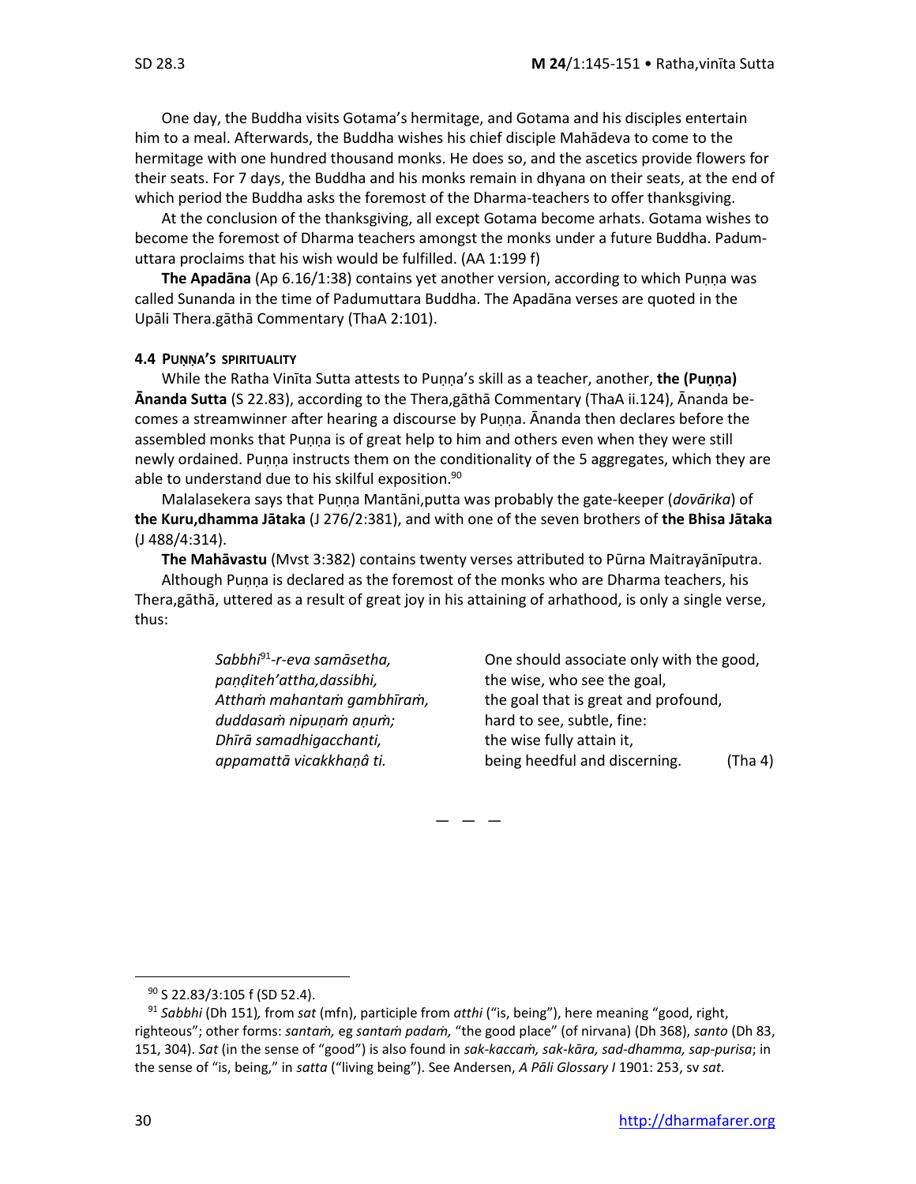One day, the Buddha visits Gotama's hermitage, and Gotama and his disciples entertain him to a meal. Afterwards, the Buddha wishes his chief disciple Mahādeva to come to the hermitage with one hundred thousand monks. He does so, and the ascetics provide flowers for their seats. For 7 days, the Buddha and his monks remain in dhyana on their seats, at the end of which period the Buddha asks the foremost of the Dharma-teachers to offer thanksgiving.

At the conclusion of the thanksgiving, all except Gotama become arhats. Gotama wishes to become the foremost of Dharma teachers amongst the monks under a future Buddha. Padumuttara proclaims that his wish would be fulfilled. (AA 1:199 f)

**The Apadāna** (Ap 6.16/1:38) contains yet another version, according to which Puṇṇa was called Sunanda in the time of Padumuttara Buddha. The Apadāna verses are quoted in the Upāli Thera.gāthā Commentary (ThaA 2:101).

#### 4.4 PUṆṆA'S SPIRITUALITY

While the Ratha Vinīta Sutta attests to Puṇṇa's skill as a teacher, another, **the (Puṇṇa) Ānanda Sutta** (S 22.83), according to the Thera,gāthā Commentary (ThaA ii.124), Ānanda becomes a streamwinner after hearing a discourse by Puṇṇa. Ānanda then declares before the assembled monks that Puṇṇa is of great help to him and others even when they were still newly ordained. Puṇṇa instructs them on the conditionality of the 5 aggregates, which they are able to understand due to his skilful exposition.[90]

Malalasekera says that Puṇṇa Mantāni,putta was probably the gate-keeper (*dovārika*) of **the Kuru,dhamma Jātaka** (J 276/2:381), and with one of the seven brothers of **the Bhisa Jātaka** (J 488/4:314).

**The Mahāvastu** (Mvst 3:382) contains twenty verses attributed to Pūrna Maitrayānīputra.

Although Puṇṇa is declared as the foremost of the monks who are Dharma teachers, his Thera,gāthā, uttered as a result of great joy in his attaining of arhathood, is only a single verse, thus:

| | |
|---|---|
| *Sabbhi*[91]*-r-eva samāsetha,* | One should associate only with the good, |
| *paṇḍiteh'attha,dassibhi,* | the wise, who see the goal, |
| *Atthaṁ mahantaṁ gambhīraṁ,* | the goal that is great and profound, |
| *duddasaṁ nipuṇaṁ aṇuṁ;* | hard to see, subtle, fine: |
| *Dhīrā samadhigacchanti,* | the wise fully attain it, |
| *appamattā vicakkhaṇâ ti.* | being heedful and discerning. (Tha 4) |

— — —

[90] S 22.83/3:105 f (SD 52.4).

[91] *Sabbhi* (Dh 151), from *sat* (mfn), participle from *atthi* ("is, being"), here meaning "good, right, righteous"; other forms: *santaṁ,* eg *santaṁ padaṁ,* "the good place" (of nirvana) (Dh 368), *santo* (Dh 83, 151, 304). *Sat* (in the sense of "good") is also found in *sak-kaccaṁ, sak-kāra, sad-dhamma, sap-purisa*; in the sense of "is, being," in *satta* ("living being"). See Andersen, *A Pāli Glossary I* 1901: 253, sv *sat.*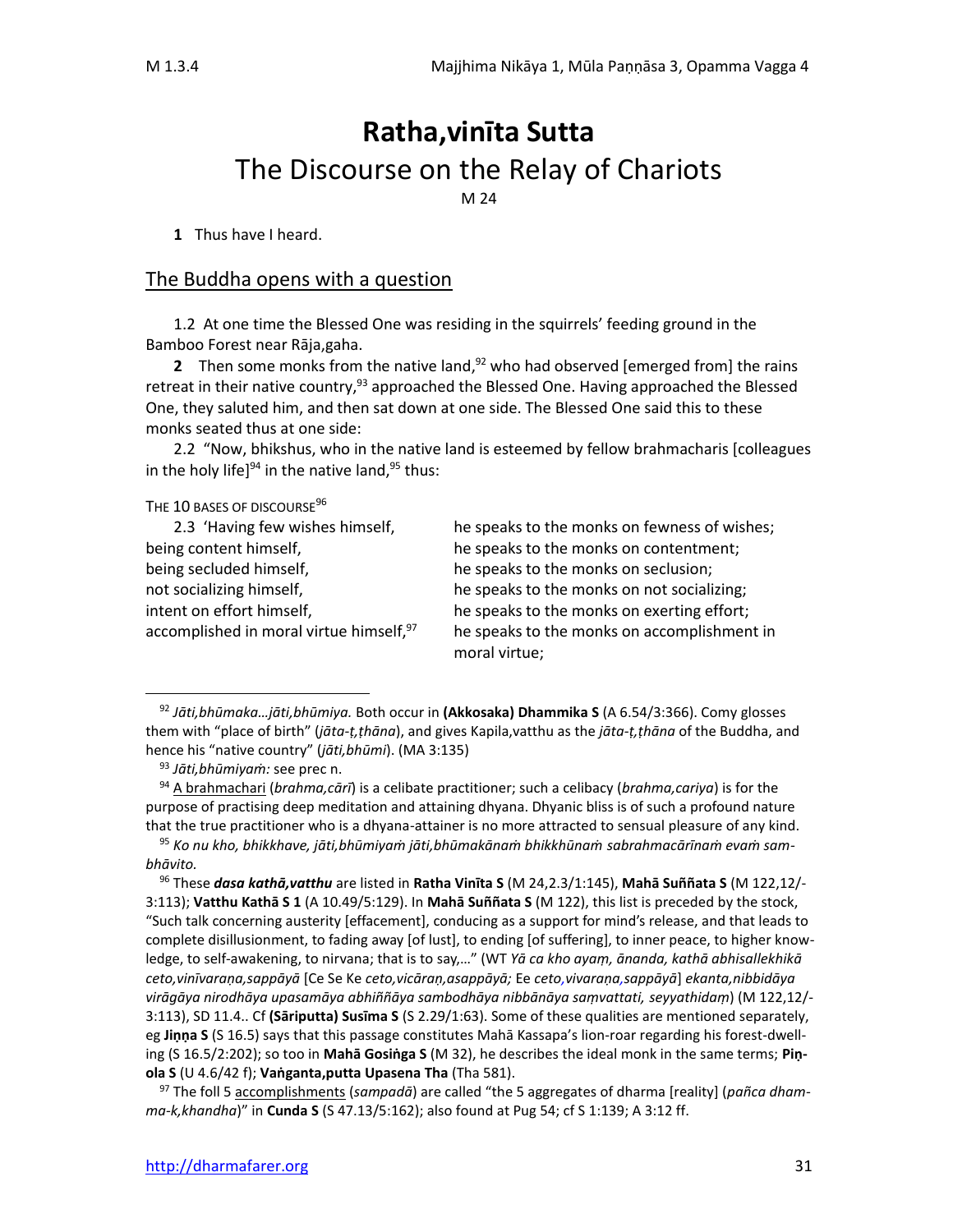# Ratha,vinīta Sutta

## The Discourse on the Relay of Chariots

M 24

**1** Thus have I heard.

### The Buddha opens with a question

1.2 At one time the Blessed One was residing in the squirrels' feeding ground in the Bamboo Forest near Rāja,gaha.

**2** Then some monks from the native land,[92] who had observed [emerged from] the rains retreat in their native country,[93] approached the Blessed One. Having approached the Blessed One, they saluted him, and then sat down at one side. The Blessed One said this to these monks seated thus at one side:

2.2 "Now, bhikshus, who in the native land is esteemed by fellow brahmacharis [colleagues in the holy life][94] in the native land,[95] thus:

THE 10 BASES OF DISCOURSE[96]

2.3 'Having few wishes himself, he speaks to the monks on fewness of wishes;
being content himself, he speaks to the monks on contentment;
being secluded himself, he speaks to the monks on seclusion;
not socializing himself, he speaks to the monks on not socializing;
intent on effort himself, he speaks to the monks on exerting effort;
accomplished in moral virtue himself,[97] he speaks to the monks on accomplishment in moral virtue;

---

[92] *Jāti,bhūmaka…jāti,bhūmiya.* Both occur in **(Akkosaka) Dhammika S** (A 6.54/3:366). Comy glosses them with "place of birth" (*jāta-ṭ,ṭhāna*), and gives Kapila,vatthu as the *jāta-ṭ,ṭhāna* of the Buddha, and hence his "native country" (*jāti,bhūmi*). (MA 3:135)

[93] *Jāti,bhūmiyaṁ:* see prec n.

[94] A brahmachari (*brahma,cārī*) is a celibate practitioner; such a celibacy (*brahma,cariya*) is for the purpose of practising deep meditation and attaining dhyana. Dhyanic bliss is of such a profound nature that the true practitioner who is a dhyana-attainer is no more attracted to sensual pleasure of any kind.

[95] *Ko nu kho, bhikkhave, jāti,bhūmiyaṁ jāti,bhūmakānaṁ bhikkhūnaṁ sabrahmacārīnaṁ evaṁ sambhāvito.*

[96] These ***dasa kathā,vatthu*** are listed in **Ratha Vinīta S** (M 24,2.3/1:145), **Mahā Suññata S** (M 122,12/-3:113); **Vatthu Kathā S 1** (A 10.49/5:129). In **Mahā Suññata S** (M 122), this list is preceded by the stock, "Such talk concerning austerity [effacement], conducing as a support for mind's release, and that leads to complete disillusionment, to fading away [of lust], to ending [of suffering], to inner peace, to higher knowledge, to self-awakening, to nirvana; that is to say,…" (WT *Yā ca kho ayaṃ, ānanda, kathā abhisallekhikā ceto,vinīvaraṇa,sappāyā* [Ce Se Ke *ceto,vicāraṇ,asappāyā;* Ee *ceto,vivaraṇa,sappāyā*] *ekanta,nibbidāya virāgāya nirodhāya upasamāya abhiññāya sambodhāya nibbānāya saṃvattati, seyyathidaṃ*) (M 122,12/-3:113), SD 11.4.. Cf **(Sāriputta) Susīma S** (S 2.29/1:63). Some of these qualities are mentioned separately, eg **Jiṇṇa S** (S 16.5) says that this passage constitutes Mahā Kassapa's lion-roar regarding his forest-dwelling (S 16.5/2:202); so too in **Mahā Gosiṅga S** (M 32), he describes the ideal monk in the same terms; **Piṇola S** (U 4.6/42 f); **Vaṅganta,putta Upasena Tha** (Tha 581).

[97] The foll 5 accomplishments (*sampadā*) are called "the 5 aggregates of dharma [reality] (*pañca dhamma-k,khandha*)" in **Cunda S** (S 47.13/5:162); also found at Pug 54; cf S 1:139; A 3:12 ff.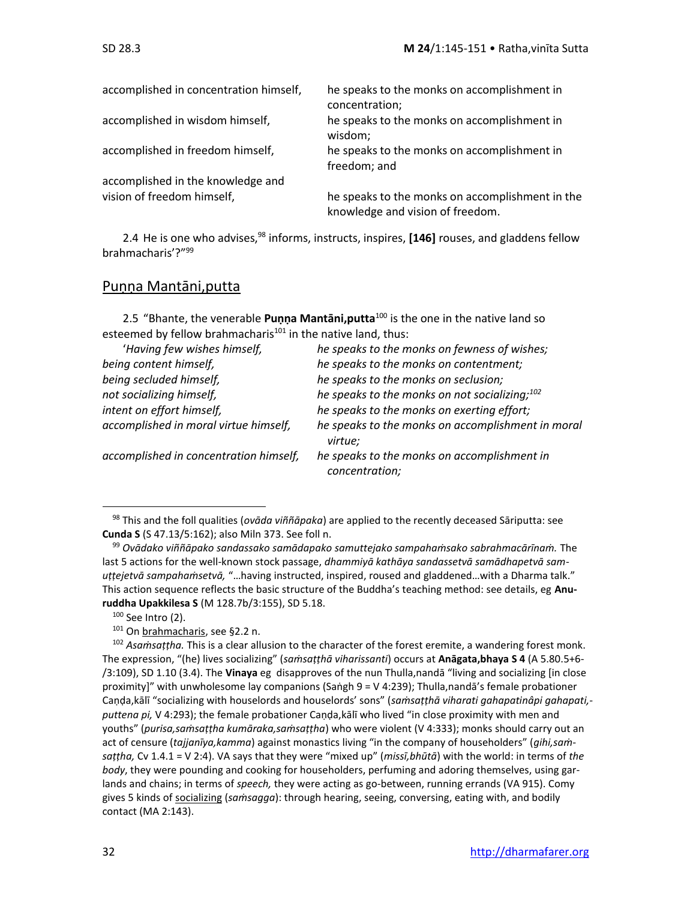| | |
|---|---|
| accomplished in concentration himself, | he speaks to the monks on accomplishment in concentration; |
| accomplished in wisdom himself, | he speaks to the monks on accomplishment in wisdom; |
| accomplished in freedom himself, | he speaks to the monks on accomplishment in freedom; and |
| accomplished in the knowledge and vision of freedom himself, | he speaks to the monks on accomplishment in the knowledge and vision of freedom. |

2.4 He is one who advises,[98] informs, instructs, inspires, **[146]** rouses, and gladdens fellow brahmacharis'?"[99]

## Puṇṇa Mantāni,putta

2.5 "Bhante, the venerable **Puṇṇa Mantāni,putta**[100] is the one in the native land so esteemed by fellow brahmacharis[101] in the native land, thus:

| | |
|---|---|
| *'Having few wishes himself,* | *he speaks to the monks on fewness of wishes;* |
| *being content himself,* | *he speaks to the monks on contentment;* |
| *being secluded himself,* | *he speaks to the monks on seclusion;* |
| *not socializing himself,* | *he speaks to the monks on not socializing;*[102] |
| *intent on effort himself,* | *he speaks to the monks on exerting effort;* |
| *accomplished in moral virtue himself,* | *he speaks to the monks on accomplishment in moral virtue;* |
| *accomplished in concentration himself,* | *he speaks to the monks on accomplishment in concentration;* |

---

[98] This and the foll qualities (*ovāda viññāpaka*) are applied to the recently deceased Sāriputta: see **Cunda S** (S 47.13/5:162); also Miln 373. See foll n.

[99] *Ovādako viññāpako sandassako samādapako samuttejako sampahaṁsako sabrahmacārīnaṁ.* The last 5 actions for the well-known stock passage, *dhammiyā kathāya sandassetvā samādhapetvā samuṭtejetvā sampahaṁsetvā,* "…having instructed, inspired, roused and gladdened…with a Dharma talk." This action sequence reflects the basic structure of the Buddha's teaching method: see details, eg **Anuruddha Upakkilesa S** (M 128.7b/3:155), SD 5.18.

[100] See Intro (2).

[101] On brahmacharis, see §2.2 n.

[102] *Asaṁsaṭṭha.* This is a clear allusion to the character of the forest eremite, a wandering forest monk. The expression, "(he) lives socializing" (*saṁsaṭṭhā viharissanti*) occurs at **Anāgata,bhaya S 4** (A 5.80.5+6-/3:109), SD 1.10 (3.4). The **Vinaya** eg disapproves of the nun Thulla,nandā "living and socializing [in close proximity]" with unwholesome lay companions (Saṅgh 9 = V 4:239); Thulla,nandā's female probationer Caṇḍa,kālī "socializing with houselords and houselords' sons" (*saṁsaṭṭhā viharati gahapatinâpi gahapati,-puttena pi,* V 4:293); the female probationer Caṇḍa,kālī who lived "in close proximity with men and youths" (*purisa,saṁsaṭṭha kumāraka,saṁsaṭṭha*) who were violent (V 4:333); monks should carry out an act of censure (*tajjanīya,kamma*) against monastics living "in the company of householders" (*gihi,saṁsaṭṭha,* Cv 1.4.1 = V 2:4). VA says that they were "mixed up" (*missī,bhūtā*) with the world: in terms of *the body*, they were pounding and cooking for householders, perfuming and adoring themselves, using garlands and chains; in terms of *speech,* they were acting as go-between, running errands (VA 915). Comy gives 5 kinds of socializing (*saṁsagga*): through hearing, seeing, conversing, eating with, and bodily contact (MA 2:143).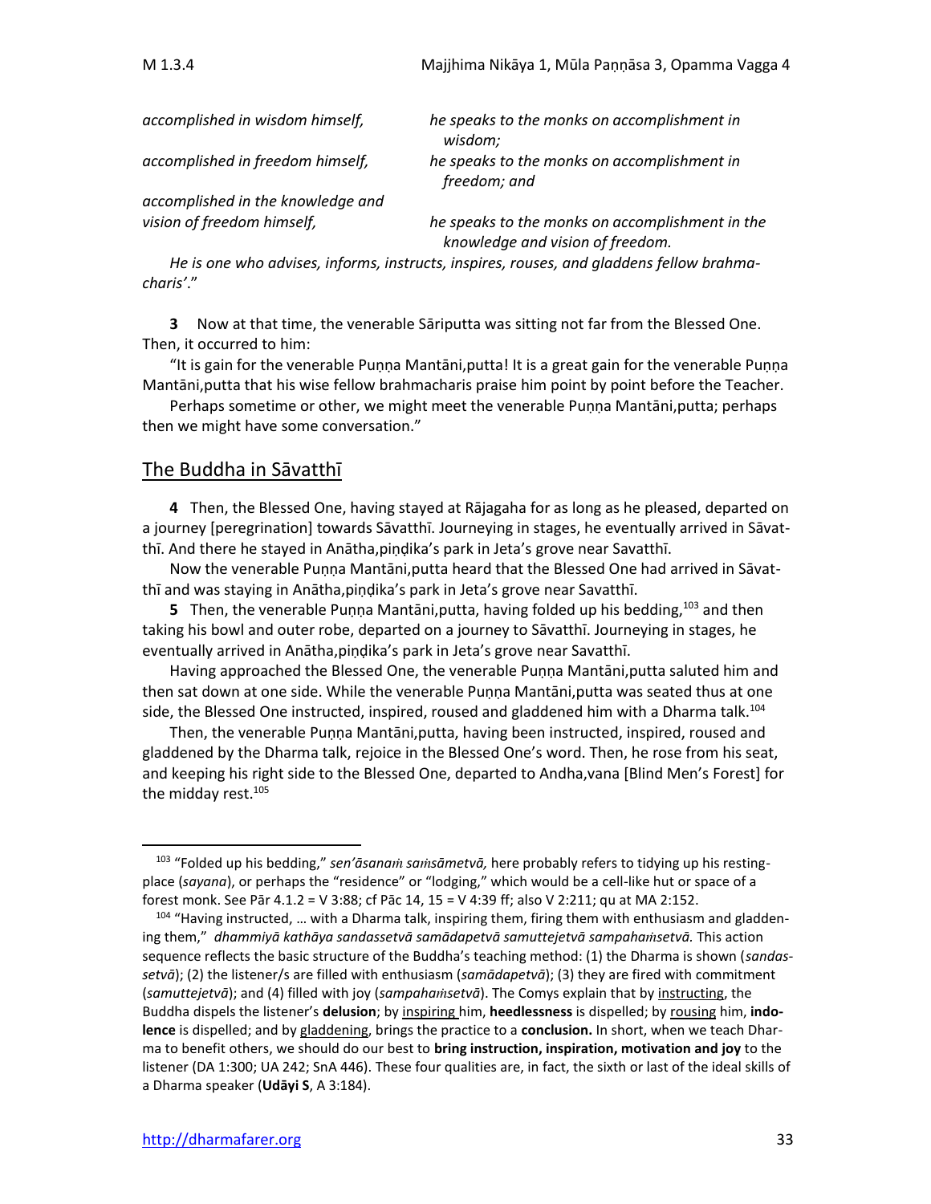| | |
|---|---|
| *accomplished in wisdom himself,* | *he speaks to the monks on accomplishment in wisdom;* |
| *accomplished in freedom himself,* | *he speaks to the monks on accomplishment in freedom; and* |
| *accomplished in the knowledge and vision of freedom himself,* | *he speaks to the monks on accomplishment in the knowledge and vision of freedom.* |

*He is one who advises, informs, instructs, inspires, rouses, and gladdens fellow brahmacharis'.*"

**3** Now at that time, the venerable Sāriputta was sitting not far from the Blessed One. Then, it occurred to him:

"It is gain for the venerable Puṇṇa Mantāni,putta! It is a great gain for the venerable Puṇṇa Mantāni,putta that his wise fellow brahmacharis praise him point by point before the Teacher.

Perhaps sometime or other, we might meet the venerable Puṇṇa Mantāni,putta; perhaps then we might have some conversation."

## The Buddha in Sāvatthī

**4** Then, the Blessed One, having stayed at Rājagaha for as long as he pleased, departed on a journey [peregrination] towards Sāvatthī. Journeying in stages, he eventually arrived in Sāvatthī. And there he stayed in Anātha,piṇḍika's park in Jeta's grove near Savatthī.

Now the venerable Puṇṇa Mantāni,putta heard that the Blessed One had arrived in Sāvatthī and was staying in Anātha,piṇḍika's park in Jeta's grove near Savatthī.

**5** Then, the venerable Puṇṇa Mantāni,putta, having folded up his bedding,[103] and then taking his bowl and outer robe, departed on a journey to Sāvatthī. Journeying in stages, he eventually arrived in Anātha,piṇḍika's park in Jeta's grove near Savatthī.

Having approached the Blessed One, the venerable Puṇṇa Mantāni,putta saluted him and then sat down at one side. While the venerable Puṇṇa Mantāni,putta was seated thus at one side, the Blessed One instructed, inspired, roused and gladdened him with a Dharma talk.[104]

Then, the venerable Puṇṇa Mantāni,putta, having been instructed, inspired, roused and gladdened by the Dharma talk, rejoice in the Blessed One's word. Then, he rose from his seat, and keeping his right side to the Blessed One, departed to Andha,vana [Blind Men's Forest] for the midday rest.[105]

---

[103] "Folded up his bedding," *sen'āsanaṁ saṁsāmetvā,* here probably refers to tidying up his resting-place (*sayana*), or perhaps the "residence" or "lodging," which would be a cell-like hut or space of a forest monk. See Pār 4.1.2 = V 3:88; cf Pāc 14, 15 = V 4:39 ff; also V 2:211; qu at MA 2:152.

[104] "Having instructed, … with a Dharma talk, inspiring them, firing them with enthusiasm and gladdening them," *dhammiyā kathāya sandassetvā samādapetvā samuttejetvā sampahaṁsetvā.* This action sequence reflects the basic structure of the Buddha's teaching method: (1) the Dharma is shown (*sandassetvā*); (2) the listener/s are filled with enthusiasm (*samādapetvā*); (3) they are fired with commitment (*samuttejetvā*); and (4) filled with joy (*sampahaṁsetvā*). The Comys explain that by instructing, the Buddha dispels the listener's **delusion**; by inspiring him, **heedlessness** is dispelled; by rousing him, **indolence** is dispelled; and by gladdening, brings the practice to a **conclusion.** In short, when we teach Dharma to benefit others, we should do our best to **bring instruction, inspiration, motivation and joy** to the listener (DA 1:300; UA 242; SnA 446). These four qualities are, in fact, the sixth or last of the ideal skills of a Dharma speaker (**Udāyi S**, A 3:184).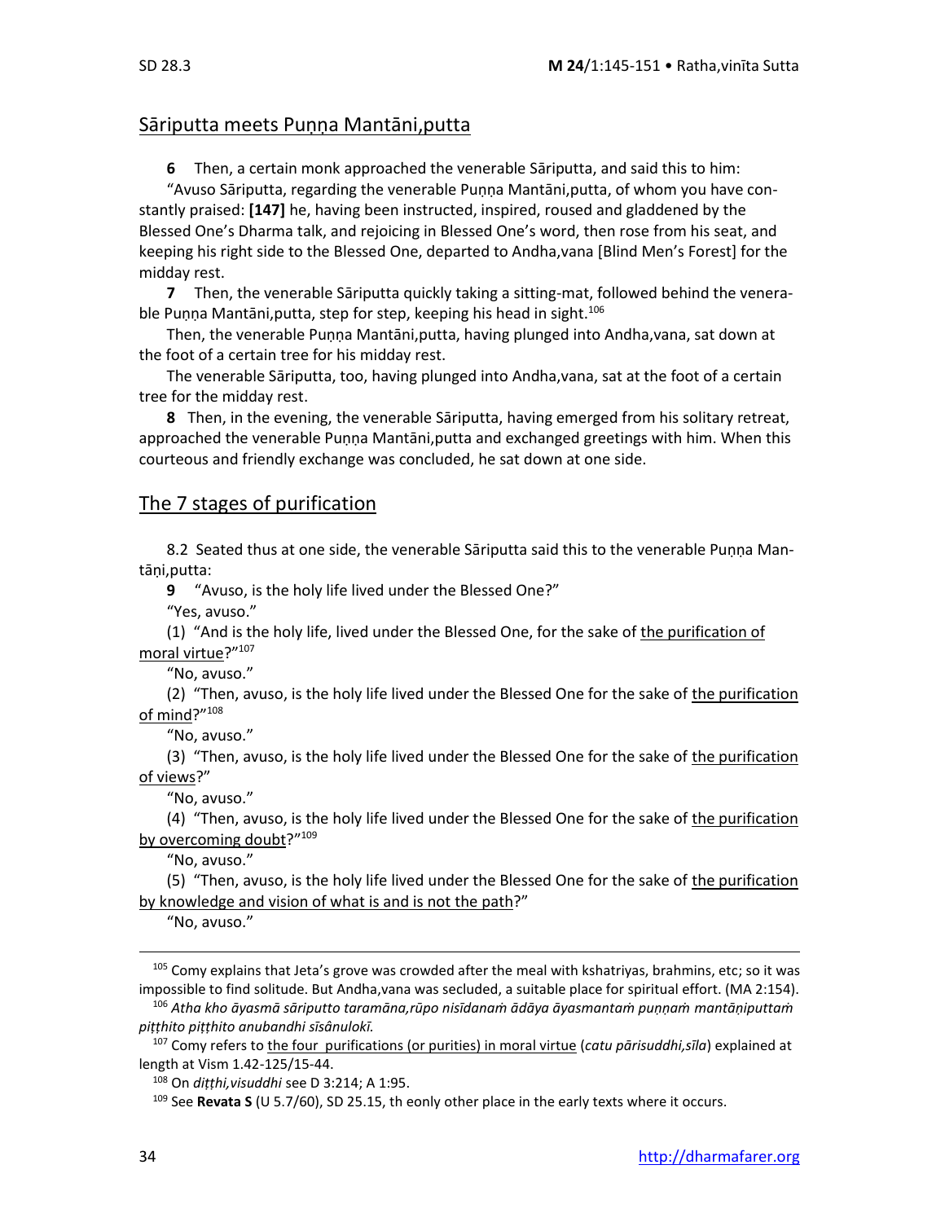## Sāriputta meets Puṇṇa Mantāni,putta

**6** Then, a certain monk approached the venerable Sāriputta, and said this to him:

"Avuso Sāriputta, regarding the venerable Puṇṇa Mantāni,putta, of whom you have constantly praised: **[147]** he, having been instructed, inspired, roused and gladdened by the Blessed One's Dharma talk, and rejoicing in Blessed One's word, then rose from his seat, and keeping his right side to the Blessed One, departed to Andha,vana [Blind Men's Forest] for the midday rest.

**7** Then, the venerable Sāriputta quickly taking a sitting-mat, followed behind the venerable Puṇṇa Mantāni,putta, step for step, keeping his head in sight.[106]

Then, the venerable Puṇṇa Mantāni,putta, having plunged into Andha,vana, sat down at the foot of a certain tree for his midday rest.

The venerable Sāriputta, too, having plunged into Andha,vana, sat at the foot of a certain tree for the midday rest.

**8** Then, in the evening, the venerable Sāriputta, having emerged from his solitary retreat, approached the venerable Puṇṇa Mantāni,putta and exchanged greetings with him. When this courteous and friendly exchange was concluded, he sat down at one side.

## The 7 stages of purification

8.2 Seated thus at one side, the venerable Sāriputta said this to the venerable Puṇṇa Mantāṇi,putta:

**9** "Avuso, is the holy life lived under the Blessed One?"

"Yes, avuso."

(1) "And is the holy life, lived under the Blessed One, for the sake of the purification of moral virtue?"[107]

"No, avuso."

(2) "Then, avuso, is the holy life lived under the Blessed One for the sake of the purification of mind?"[108]

"No, avuso."

(3) "Then, avuso, is the holy life lived under the Blessed One for the sake of the purification of views?"

"No, avuso."

(4) "Then, avuso, is the holy life lived under the Blessed One for the sake of the purification by overcoming doubt?"[109]

"No, avuso."

(5) "Then, avuso, is the holy life lived under the Blessed One for the sake of the purification by knowledge and vision of what is and is not the path?"

"No, avuso."

---

[105] Comy explains that Jeta's grove was crowded after the meal with kshatriyas, brahmins, etc; so it was impossible to find solitude. But Andha,vana was secluded, a suitable place for spiritual effort. (MA 2:154).

[106] *Atha kho āyasmā sāriputto taramāna,rūpo nisīdanaṁ ādāya āyasmantaṁ puṇṇaṁ mantāṇiputtaṁ piṭṭhito piṭṭhito anubandhi sīsânulokī.*

[107] Comy refers to the four purifications (or purities) in moral virtue (*catu pārisuddhi,sīla*) explained at length at Vism 1.42-125/15-44.

[108] On *diṭṭhi,visuddhi* see D 3:214; A 1:95.

[109] See **Revata S** (U 5.7/60), SD 25.15, th eonly other place in the early texts where it occurs.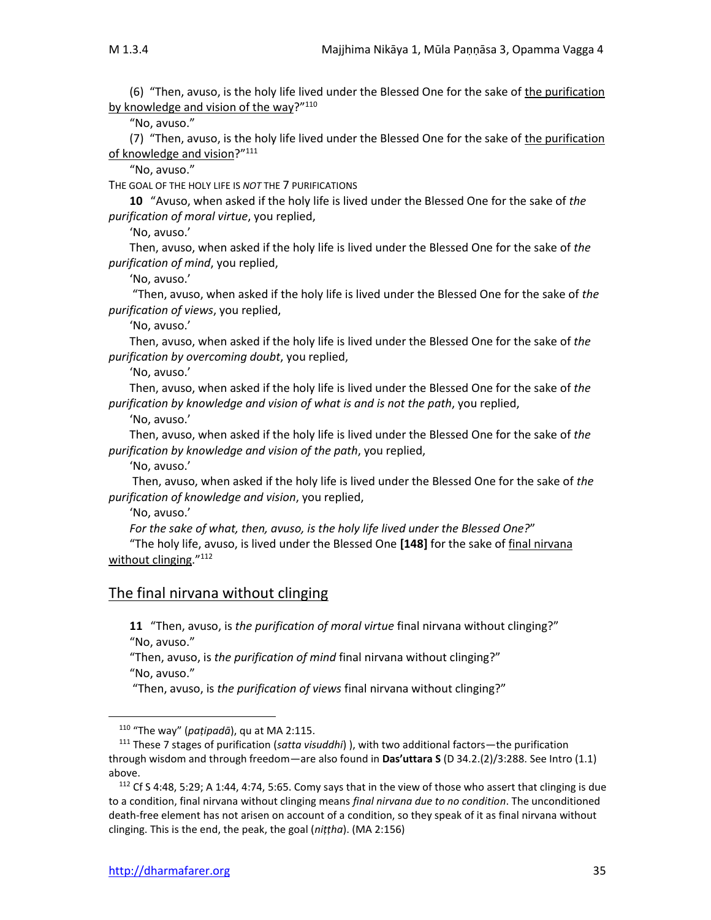(6) "Then, avuso, is the holy life lived under the Blessed One for the sake of the purification by knowledge and vision of the way?"[110]

"No, avuso."

(7) "Then, avuso, is the holy life lived under the Blessed One for the sake of the purification of knowledge and vision?"[111]

"No, avuso."

THE GOAL OF THE HOLY LIFE IS *NOT* THE 7 PURIFICATIONS

**10** "Avuso, when asked if the holy life is lived under the Blessed One for the sake of *the purification of moral virtue*, you replied,

'No, avuso.'

Then, avuso, when asked if the holy life is lived under the Blessed One for the sake of *the purification of mind*, you replied,

'No, avuso.'

"Then, avuso, when asked if the holy life is lived under the Blessed One for the sake of *the purification of views*, you replied,

'No, avuso.'

Then, avuso, when asked if the holy life is lived under the Blessed One for the sake of *the purification by overcoming doubt*, you replied,

'No, avuso.'

Then, avuso, when asked if the holy life is lived under the Blessed One for the sake of *the purification by knowledge and vision of what is and is not the path*, you replied,

'No, avuso.'

Then, avuso, when asked if the holy life is lived under the Blessed One for the sake of *the purification by knowledge and vision of the path*, you replied,

'No, avuso.'

Then, avuso, when asked if the holy life is lived under the Blessed One for the sake of *the purification of knowledge and vision*, you replied,

'No, avuso.'

*For the sake of what, then, avuso, is the holy life lived under the Blessed One?*"

"The holy life, avuso, is lived under the Blessed One **[148]** for the sake of final nirvana without clinging."[112]

## The final nirvana without clinging

**11** "Then, avuso, is *the purification of moral virtue* final nirvana without clinging?"

"No, avuso."

"Then, avuso, is *the purification of mind* final nirvana without clinging?"

"No, avuso."

"Then, avuso, is *the purification of views* final nirvana without clinging?"

---

[110] "The way" (*paṭipadā*), qu at MA 2:115.

[111] These 7 stages of purification (*satta visuddhi*) ), with two additional factors—the purification through wisdom and through freedom—are also found in **Das'uttara S** (D 34.2.(2)/3:288. See Intro (1.1) above.

[112] Cf S 4:48, 5:29; A 1:44, 4:74, 5:65. Comy says that in the view of those who assert that clinging is due to a condition, final nirvana without clinging means *final nirvana due to no condition*. The unconditioned death-free element has not arisen on account of a condition, so they speak of it as final nirvana without clinging. This is the end, the peak, the goal (*niṭṭha*). (MA 2:156)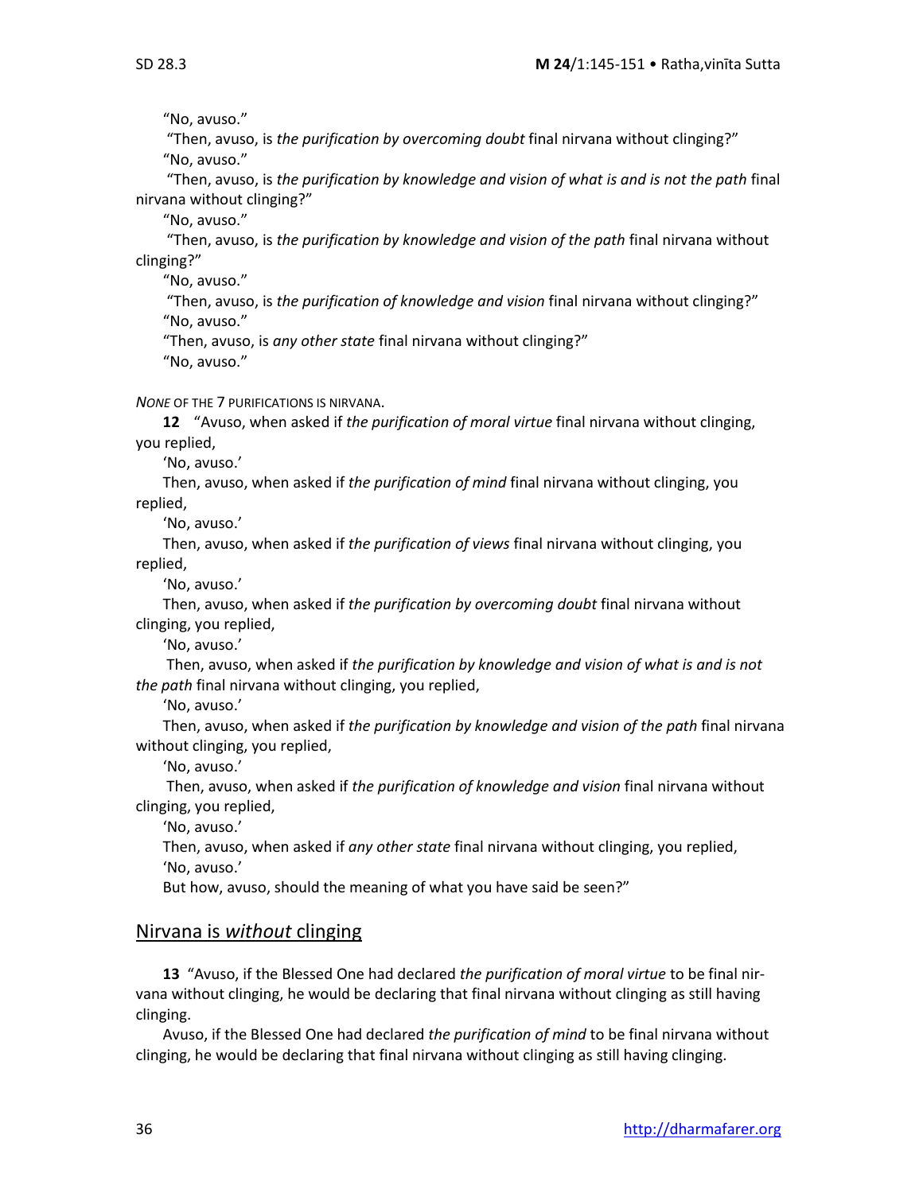"No, avuso."

"Then, avuso, is *the purification by overcoming doubt* final nirvana without clinging?"

"No, avuso."

"Then, avuso, is *the purification by knowledge and vision of what is and is not the path* final nirvana without clinging?"

"No, avuso."

"Then, avuso, is *the purification by knowledge and vision of the path* final nirvana without clinging?"

"No, avuso."

"Then, avuso, is *the purification of knowledge and vision* final nirvana without clinging?"

"No, avuso."

"Then, avuso, is *any other state* final nirvana without clinging?"

"No, avuso."

*NONE* OF THE 7 PURIFICATIONS IS NIRVANA.

**12** "Avuso, when asked if *the purification of moral virtue* final nirvana without clinging, you replied,

'No, avuso.'

Then, avuso, when asked if *the purification of mind* final nirvana without clinging, you replied,

'No, avuso.'

Then, avuso, when asked if *the purification of views* final nirvana without clinging, you replied,

'No, avuso.'

Then, avuso, when asked if *the purification by overcoming doubt* final nirvana without clinging, you replied,

'No, avuso.'

Then, avuso, when asked if *the purification by knowledge and vision of what is and is not the path* final nirvana without clinging, you replied,

'No, avuso.'

Then, avuso, when asked if *the purification by knowledge and vision of the path* final nirvana without clinging, you replied,

'No, avuso.'

Then, avuso, when asked if *the purification of knowledge and vision* final nirvana without clinging, you replied,

'No, avuso.'

Then, avuso, when asked if *any other state* final nirvana without clinging, you replied,

'No, avuso.'

But how, avuso, should the meaning of what you have said be seen?"

## Nirvana is *without* clinging

**13** "Avuso, if the Blessed One had declared *the purification of moral virtue* to be final nirvana without clinging, he would be declaring that final nirvana without clinging as still having clinging.

Avuso, if the Blessed One had declared *the purification of mind* to be final nirvana without clinging, he would be declaring that final nirvana without clinging as still having clinging.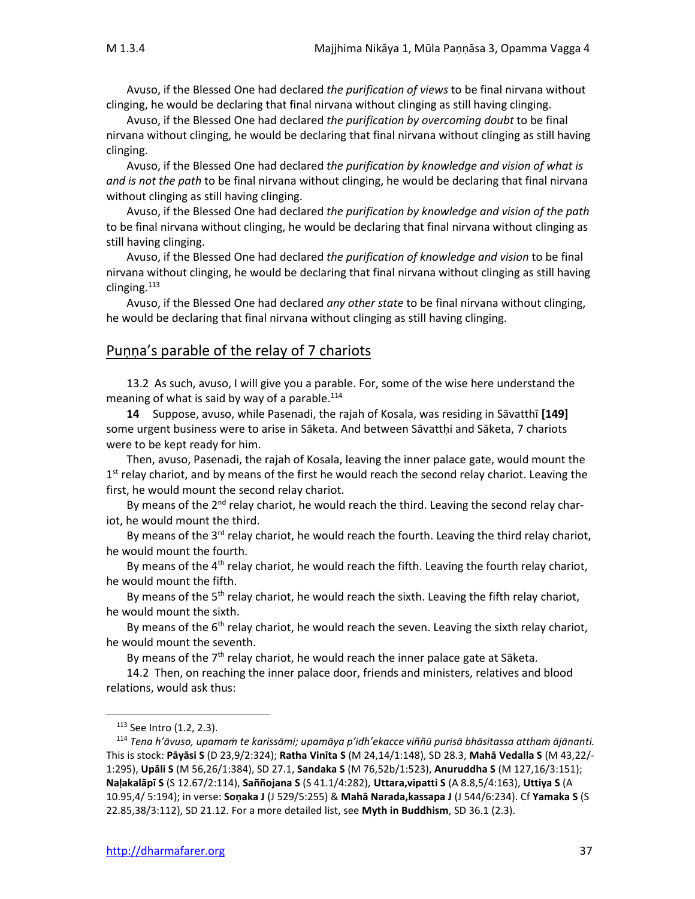Avuso, if the Blessed One had declared *the purification of views* to be final nirvana without clinging, he would be declaring that final nirvana without clinging as still having clinging.

Avuso, if the Blessed One had declared *the purification by overcoming doubt* to be final nirvana without clinging, he would be declaring that final nirvana without clinging as still having clinging.

Avuso, if the Blessed One had declared *the purification by knowledge and vision of what is and is not the path* to be final nirvana without clinging, he would be declaring that final nirvana without clinging as still having clinging.

Avuso, if the Blessed One had declared *the purification by knowledge and vision of the path* to be final nirvana without clinging, he would be declaring that final nirvana without clinging as still having clinging.

Avuso, if the Blessed One had declared *the purification of knowledge and vision* to be final nirvana without clinging, he would be declaring that final nirvana without clinging as still having clinging.[113]

Avuso, if the Blessed One had declared *any other state* to be final nirvana without clinging, he would be declaring that final nirvana without clinging as still having clinging.

## Puṇṇa's parable of the relay of 7 chariots

13.2 As such, avuso, I will give you a parable. For, some of the wise here understand the meaning of what is said by way of a parable.[114]

**14** Suppose, avuso, while Pasenadi, the rajah of Kosala, was residing in Sāvatthī **[149]** some urgent business were to arise in Sāketa. And between Sāvatthị and Sāketa, 7 chariots were to be kept ready for him.

Then, avuso, Pasenadi, the rajah of Kosala, leaving the inner palace gate, would mount the 1st relay chariot, and by means of the first he would reach the second relay chariot. Leaving the first, he would mount the second relay chariot.

By means of the 2nd relay chariot, he would reach the third. Leaving the second relay chariot, he would mount the third.

By means of the 3rd relay chariot, he would reach the fourth. Leaving the third relay chariot, he would mount the fourth.

By means of the 4th relay chariot, he would reach the fifth. Leaving the fourth relay chariot, he would mount the fifth.

By means of the 5th relay chariot, he would reach the sixth. Leaving the fifth relay chariot, he would mount the sixth.

By means of the 6th relay chariot, he would reach the seven. Leaving the sixth relay chariot, he would mount the seventh.

By means of the 7th relay chariot, he would reach the inner palace gate at Sāketa.

14.2 Then, on reaching the inner palace door, friends and ministers, relatives and blood relations, would ask thus:

---

[113] See Intro (1.2, 2.3).

[114] *Tena h'āvuso, upamaṁ te karissāmi; upamāya p'idh'ekacce viññū purisā bhāsitassa atthaṁ ājānanti.* This is stock: **Pāyāsi S** (D 23,9/2:324); **Ratha Vinīta S** (M 24,14/1:148), SD 28.3, **Mahā Vedalla S** (M 43,22/-1:295), **Upāli S** (M 56,26/1:384), SD 27.1, **Sandaka S** (M 76,52b/1:523), **Anuruddha S** (M 127,16/3:151); **Naḷakalāpī S** (S 12.67/2:114), **Saññojana S** (S 41.1/4:282), **Uttara,vipatti S** (A 8.8,5/4:163), **Uttiya S** (A 10.95,4/ 5:194); in verse: **Soṇaka J** (J 529/5:255) & **Mahā Narada,kassapa J** (J 544/6:234). Cf **Yamaka S** (S 22.85,38/3:112), SD 21.12. For a more detailed list, see **Myth in Buddhism**, SD 36.1 (2.3).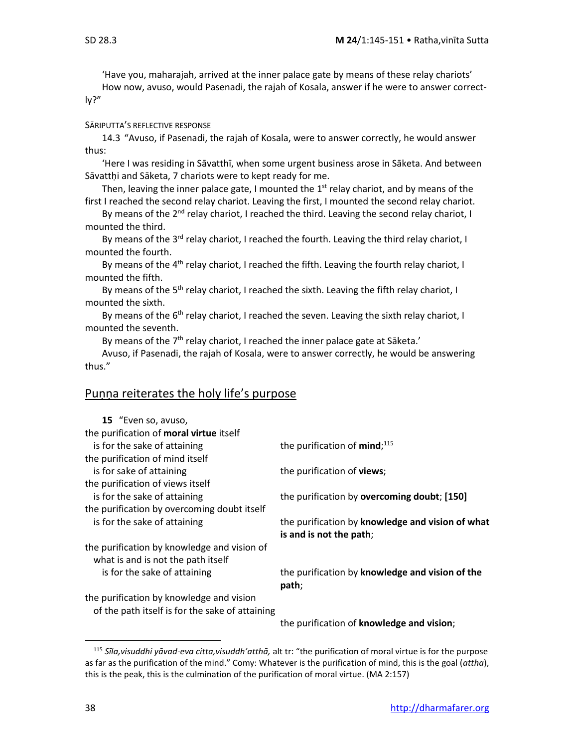'Have you, maharajah, arrived at the inner palace gate by means of these relay chariots'

How now, avuso, would Pasenadi, the rajah of Kosala, answer if he were to answer correctly?"

SĀRIPUTTA'S REFLECTIVE RESPONSE

14.3 "Avuso, if Pasenadi, the rajah of Kosala, were to answer correctly, he would answer thus:

'Here I was residing in Sāvatthī, when some urgent business arose in Sāketa. And between Sāvatthị and Sāketa, 7 chariots were to kept ready for me.

Then, leaving the inner palace gate, I mounted the 1st relay chariot, and by means of the first I reached the second relay chariot. Leaving the first, I mounted the second relay chariot.

By means of the 2nd relay chariot, I reached the third. Leaving the second relay chariot, I mounted the third.

By means of the 3rd relay chariot, I reached the fourth. Leaving the third relay chariot, I mounted the fourth.

By means of the 4th relay chariot, I reached the fifth. Leaving the fourth relay chariot, I mounted the fifth.

By means of the 5th relay chariot, I reached the sixth. Leaving the fifth relay chariot, I mounted the sixth.

By means of the 6th relay chariot, I reached the seven. Leaving the sixth relay chariot, I mounted the seventh.

By means of the 7th relay chariot, I reached the inner palace gate at Sāketa.'

Avuso, if Pasenadi, the rajah of Kosala, were to answer correctly, he would be answering thus."

## Puṇṇa reiterates the holy life's purpose

**15** "Even so, avuso,

the purification of **moral virtue** itself
  is for the sake of attaining — the purification of **mind**;[115]
the purification of mind itself
  is for sake of attaining — the purification of **views**;
the purification of views itself
  is for the sake of attaining — the purification by **overcoming doubt**; **[150]**
the purification by overcoming doubt itself
  is for the sake of attaining — the purification by **knowledge and vision of what is and is not the path**;
the purification by knowledge and vision of what is and is not the path itself
  is for the sake of attaining — the purification by **knowledge and vision of the path**;
the purification by knowledge and vision of the path itself is for the sake of attaining — the purification of **knowledge and vision**;

---

[115] *Sīla,visuddhi yāvad-eva citta,visuddh'atthā,* alt tr: "the purification of moral virtue is for the purpose as far as the purification of the mind." Comy: Whatever is the purification of mind, this is the goal (*attha*), this is the peak, this is the culmination of the purification of moral virtue. (MA 2:157)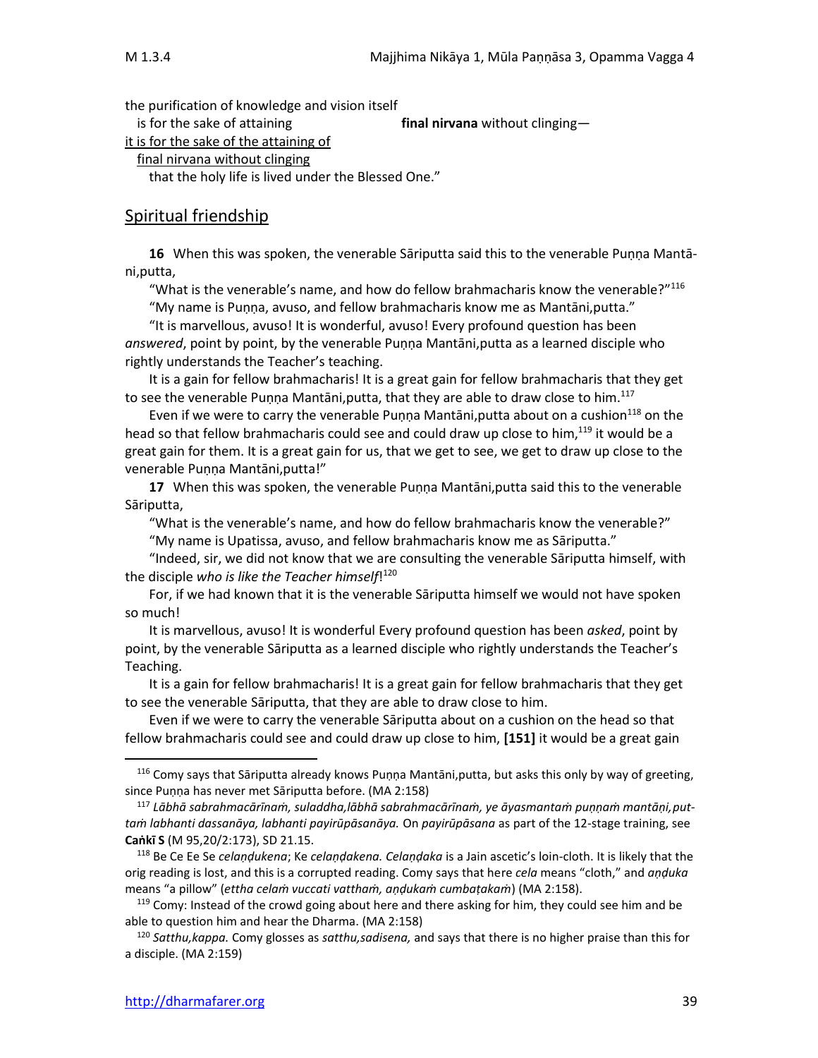the purification of knowledge and vision itself
is for the sake of attaining **final nirvana** without clinging—
<u>it is for the sake of the attaining of</u>
<u>final nirvana without clinging</u>
that the holy life is lived under the Blessed One."

## <u>Spiritual friendship</u>

**16** When this was spoken, the venerable Sāriputta said this to the venerable Puṇṇa Mantā-ni,putta,

"What is the venerable's name, and how do fellow brahmacharis know the venerable?"[116]

"My name is Puṇṇa, avuso, and fellow brahmacharis know me as Mantāni,putta."

"It is marvellous, avuso! It is wonderful, avuso! Every profound question has been *answered*, point by point, by the venerable Puṇṇa Mantāni,putta as a learned disciple who rightly understands the Teacher's teaching.

It is a gain for fellow brahmacharis! It is a great gain for fellow brahmacharis that they get to see the venerable Puṇṇa Mantāni,putta, that they are able to draw close to him.[117]

Even if we were to carry the venerable Puṇṇa Mantāni,putta about on a cushion[118] on the head so that fellow brahmacharis could see and could draw up close to him,[119] it would be a great gain for them. It is a great gain for us, that we get to see, we get to draw up close to the venerable Puṇṇa Mantāni,putta!"

**17** When this was spoken, the venerable Puṇṇa Mantāni,putta said this to the venerable Sāriputta,

"What is the venerable's name, and how do fellow brahmacharis know the venerable?"

"My name is Upatissa, avuso, and fellow brahmacharis know me as Sāriputta."

"Indeed, sir, we did not know that we are consulting the venerable Sāriputta himself, with the disciple *who is like the Teacher himself*![120]

For, if we had known that it is the venerable Sāriputta himself we would not have spoken so much!

It is marvellous, avuso! It is wonderful Every profound question has been *asked*, point by point, by the venerable Sāriputta as a learned disciple who rightly understands the Teacher's Teaching.

It is a gain for fellow brahmacharis! It is a great gain for fellow brahmacharis that they get to see the venerable Sāriputta, that they are able to draw close to him.

Even if we were to carry the venerable Sāriputta about on a cushion on the head so that fellow brahmacharis could see and could draw up close to him, **[151]** it would be a great gain

---

[116] Comy says that Sāriputta already knows Puṇṇa Mantāni,putta, but asks this only by way of greeting, since Puṇṇa has never met Sāriputta before. (MA 2:158)

[117] *Lābhā sabrahmacārīnaṁ, suladdha,lābhā sabrahmacārīnaṁ, ye āyasmantaṁ puṇṇaṁ mantāṇi,puttaṁ labhanti dassanāya, labhanti payirūpāsanāya.* On *payirūpāsana* as part of the 12-stage training, see **Caṅkī S** (M 95,20/2:173), SD 21.15.

[118] Be Ce Ee Se *celaṇḍukena*; Ke *celaṇḍakena. Celaṇḍaka* is a Jain ascetic's loin-cloth. It is likely that the orig reading is lost, and this is a corrupted reading. Comy says that here *cela* means "cloth," and *aṇḍuka* means "a pillow" (*ettha celaṁ vuccati vatthaṁ, aṇḍukaṁ cumbaṭakaṁ*) (MA 2:158).

[119] Comy: Instead of the crowd going about here and there asking for him, they could see him and be able to question him and hear the Dharma. (MA 2:158)

[120] *Satthu,kappa.* Comy glosses as *satthu,sadisena,* and says that there is no higher praise than this for a disciple. (MA 2:159)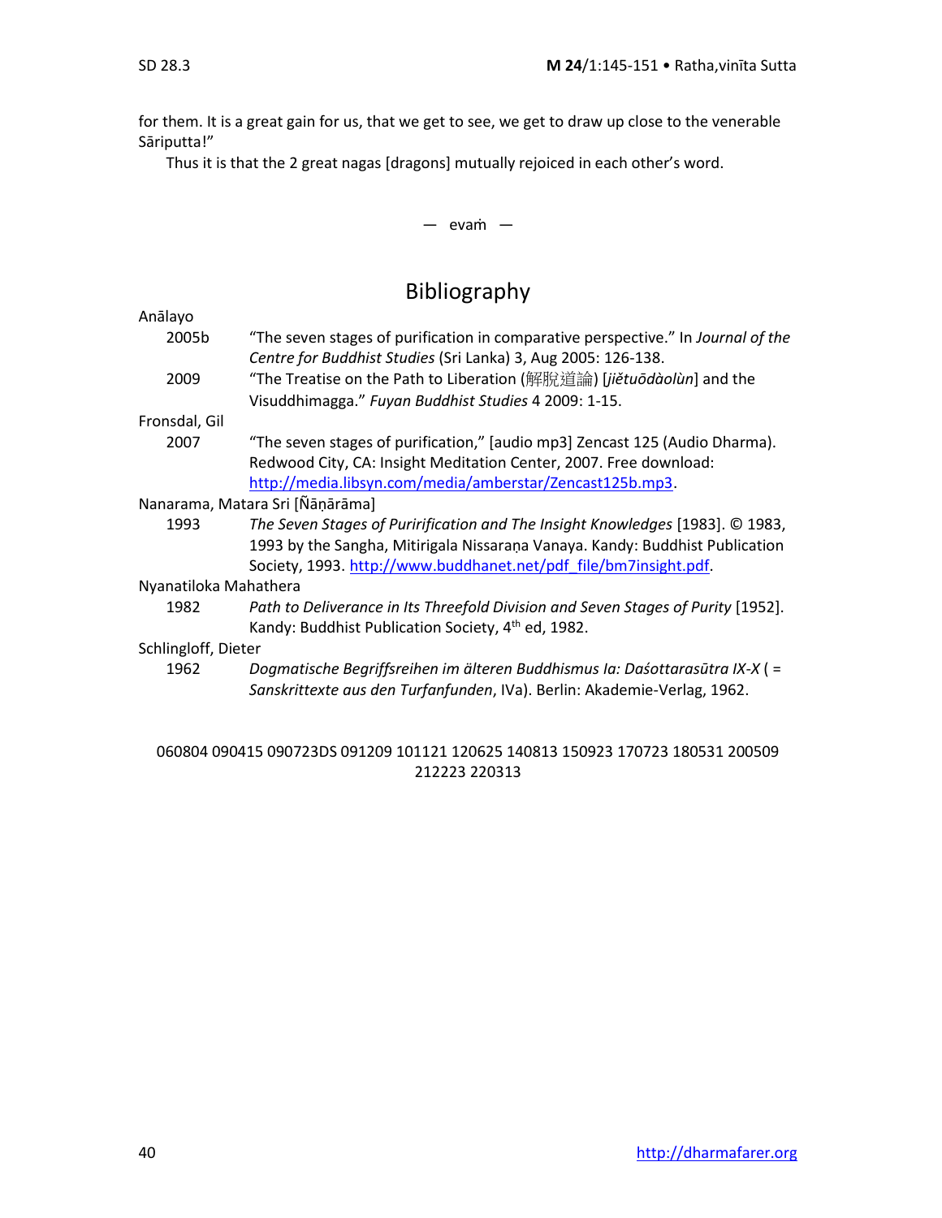for them. It is a great gain for us, that we get to see, we get to draw up close to the venerable Sāriputta!"

Thus it is that the 2 great nagas [dragons] mutually rejoiced in each other's word.

— evaṁ —

## Bibliography

Anālayo

2005b "The seven stages of purification in comparative perspective." In *Journal of the Centre for Buddhist Studies* (Sri Lanka) 3, Aug 2005: 126-138.

2009 "The Treatise on the Path to Liberation (解脫道論) [*jiětuōdàolùn*] and the Visuddhimagga." *Fuyan Buddhist Studies* 4 2009: 1-15.

Fronsdal, Gil

2007 "The seven stages of purification," [audio mp3] Zencast 125 (Audio Dharma). Redwood City, CA: Insight Meditation Center, 2007. Free download: http://media.libsyn.com/media/amberstar/Zencast125b.mp3.

Nanarama, Matara Sri [Ñāṇārāma]

1993 *The Seven Stages of Parirification and The Insight Knowledges* [1983]. © 1983, 1993 by the Sangha, Mitirigala Nissaraṇa Vanaya. Kandy: Buddhist Publication Society, 1993. http://www.buddhanet.net/pdf_file/bm7insight.pdf.

Nyanatiloka Mahathera

1982 *Path to Deliverance in Its Threefold Division and Seven Stages of Purity* [1952]. Kandy: Buddhist Publication Society, 4th ed, 1982.

Schlingloff, Dieter

1962 *Dogmatische Begriffsreihen im älteren Buddhismus Ia: Daśottarasūtra IX-X* ( = *Sanskrittexte aus den Turfanfunden*, IVa). Berlin: Akademie-Verlag, 1962.

060804 090415 090723DS 091209 101121 120625 140813 150923 170723 180531 200509 212223 220313